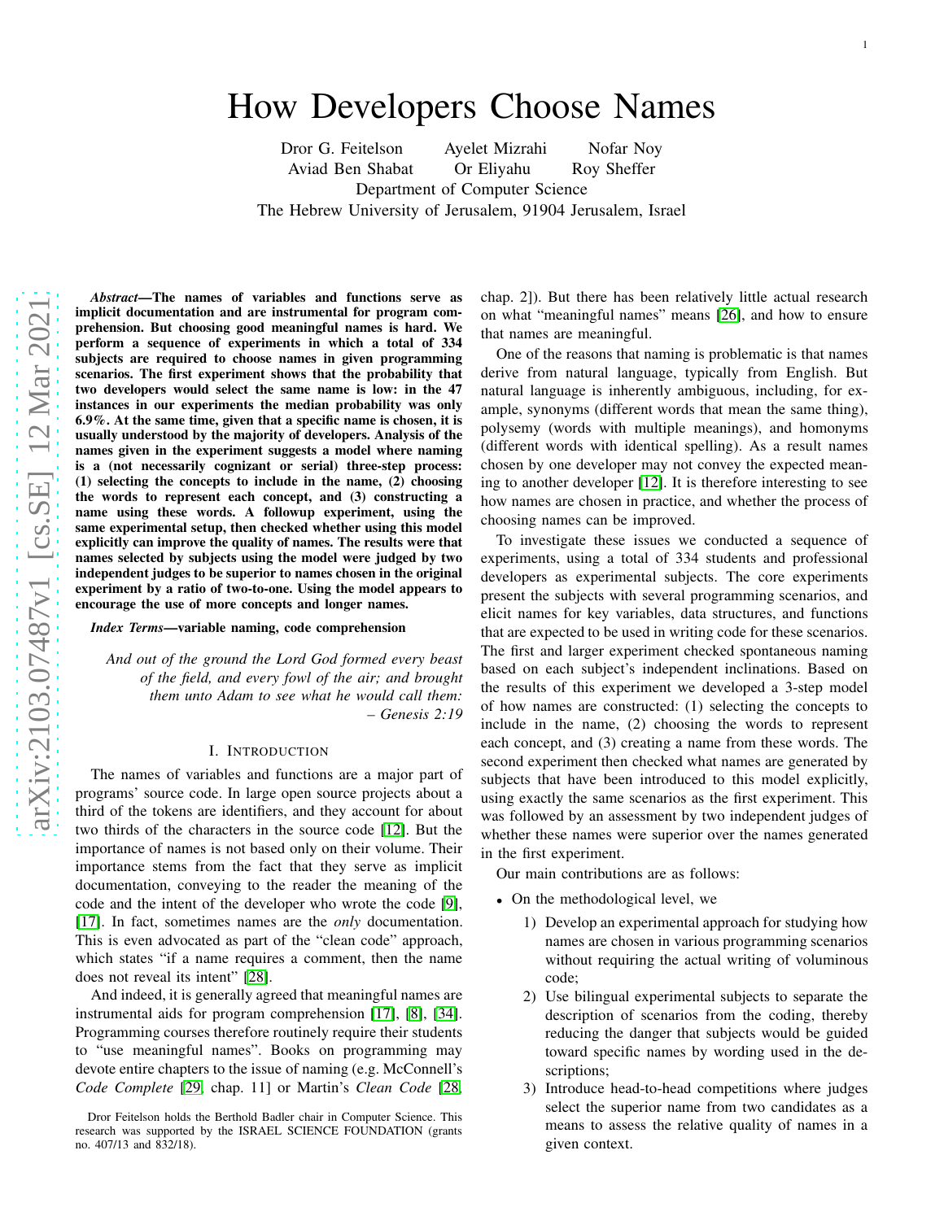# How Developers Choose Names

Dror G. Feitelson  Ayelet Mizrahi  Nofar Noy
Aviad Ben Shabat  Or Eliyahu  Roy Sheffer
Department of Computer Science
The Hebrew University of Jerusalem, 91904 Jerusalem, Israel

***Abstract*—The names of variables and functions serve as implicit documentation and are instrumental for program comprehension. But choosing good meaningful names is hard. We perform a sequence of experiments in which a total of 334 subjects are required to choose names in given programming scenarios. The first experiment shows that the probability that two developers would select the same name is low: in the 47 instances in our experiments the median probability was only 6.9%. At the same time, given that a specific name is chosen, it is usually understood by the majority of developers. Analysis of the names given in the experiment suggests a model where naming is a (not necessarily cognizant or serial) three-step process: (1) selecting the concepts to include in the name, (2) choosing the words to represent each concept, and (3) constructing a name using these words. A followup experiment, using the same experimental setup, then checked whether using this model explicitly can improve the quality of names. The results were that names selected by subjects using the model were judged by two independent judges to be superior to names chosen in the original experiment by a ratio of two-to-one. Using the model appears to encourage the use of more concepts and longer names.**

***Index Terms*—variable naming, code comprehension**

*And out of the ground the Lord God formed every beast of the field, and every fowl of the air; and brought them unto Adam to see what he would call them:*
*– Genesis 2:19*

## I. Introduction

The names of variables and functions are a major part of programs' source code. In large open source projects about a third of the tokens are identifiers, and they account for about two thirds of the characters in the source code [12]. But the importance of names is not based only on their volume. Their importance stems from the fact that they serve as implicit documentation, conveying to the reader the meaning of the code and the intent of the developer who wrote the code [9], [17]. In fact, sometimes names are the *only* documentation. This is even advocated as part of the "clean code" approach, which states "if a name requires a comment, then the name does not reveal its intent" [28].

And indeed, it is generally agreed that meaningful names are instrumental aids for program comprehension [17], [8], [34]. Programming courses therefore routinely require their students to "use meaningful names". Books on programming may devote entire chapters to the issue of naming (e.g. McConnell's *Code Complete* [29, chap. 11] or Martin's *Clean Code* [28, chap. 2]). But there has been relatively little actual research on what "meaningful names" means [26], and how to ensure that names are meaningful.

One of the reasons that naming is problematic is that names derive from natural language, typically from English. But natural language is inherently ambiguous, including, for example, synonyms (different words that mean the same thing), polysemy (words with multiple meanings), and homonyms (different words with identical spelling). As a result names chosen by one developer may not convey the expected meaning to another developer [12]. It is therefore interesting to see how names are chosen in practice, and whether the process of choosing names can be improved.

To investigate these issues we conducted a sequence of experiments, using a total of 334 students and professional developers as experimental subjects. The core experiments present the subjects with several programming scenarios, and elicit names for key variables, data structures, and functions that are expected to be used in writing code for these scenarios. The first and larger experiment checked spontaneous naming based on each subject's independent inclinations. Based on the results of this experiment we developed a 3-step model of how names are constructed: (1) selecting the concepts to include in the name, (2) choosing the words to represent each concept, and (3) creating a name from these words. The second experiment then checked what names are generated by subjects that have been introduced to this model explicitly, using exactly the same scenarios as the first experiment. This was followed by an assessment by two independent judges of whether these names were superior over the names generated in the first experiment.

Our main contributions are as follows:

- On the methodological level, we
  1) Develop an experimental approach for studying how names are chosen in various programming scenarios without requiring the actual writing of voluminous code;
  2) Use bilingual experimental subjects to separate the description of scenarios from the coding, thereby reducing the danger that subjects would be guided toward specific names by wording used in the descriptions;
  3) Introduce head-to-head competitions where judges select the superior name from two candidates as a means to assess the relative quality of names in a given context.

Dror Feitelson holds the Berthold Badler chair in Computer Science. This research was supported by the ISRAEL SCIENCE FOUNDATION (grants no. 407/13 and 832/18).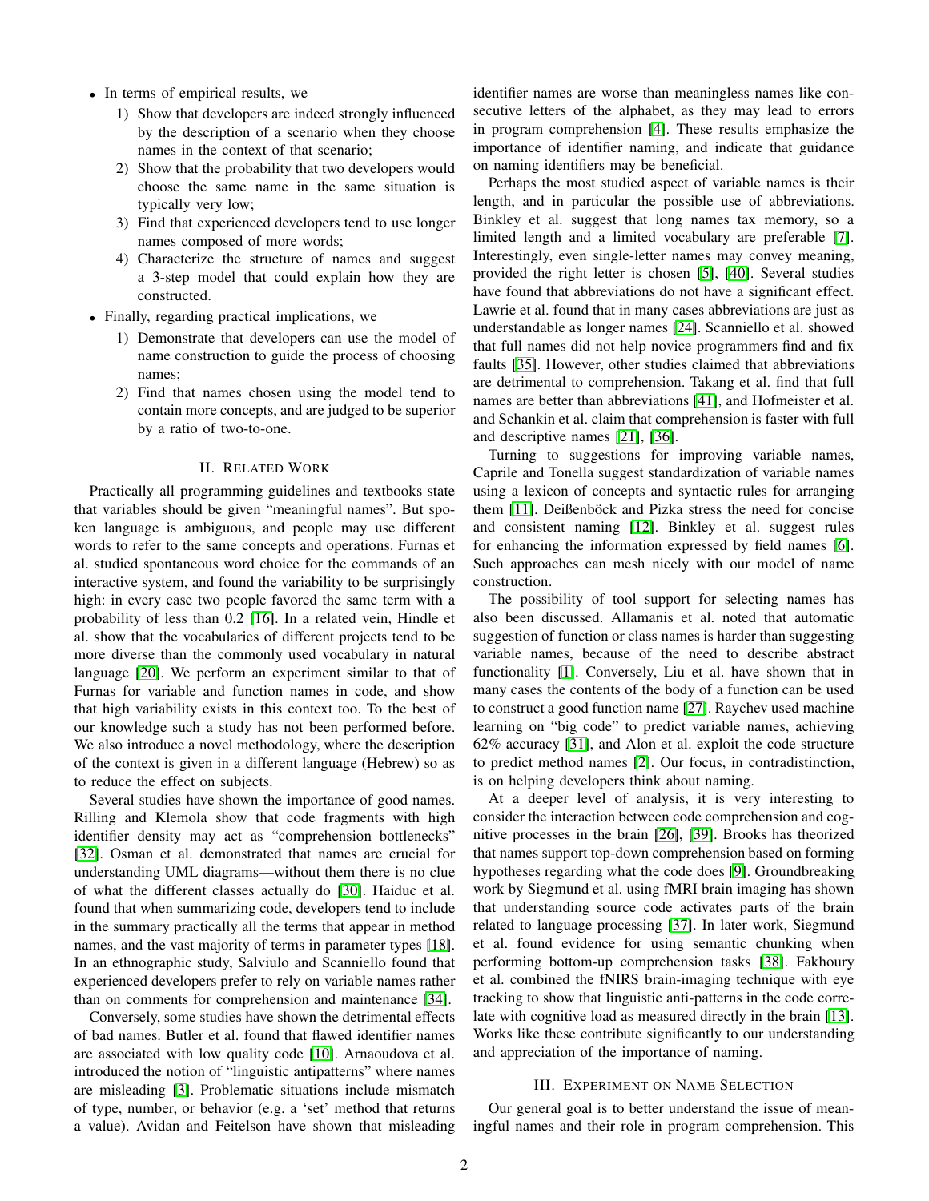- In terms of empirical results, we
  1) Show that developers are indeed strongly influenced by the description of a scenario when they choose names in the context of that scenario;
  2) Show that the probability that two developers would choose the same name in the same situation is typically very low;
  3) Find that experienced developers tend to use longer names composed of more words;
  4) Characterize the structure of names and suggest a 3-step model that could explain how they are constructed.
- Finally, regarding practical implications, we
  1) Demonstrate that developers can use the model of name construction to guide the process of choosing names;
  2) Find that names chosen using the model tend to contain more concepts, and are judged to be superior by a ratio of two-to-one.

## II. Related Work

Practically all programming guidelines and textbooks state that variables should be given "meaningful names". But spoken language is ambiguous, and people may use different words to refer to the same concepts and operations. Furnas et al. studied spontaneous word choice for the commands of an interactive system, and found the variability to be surprisingly high: in every case two people favored the same term with a probability of less than 0.2 [16]. In a related vein, Hindle et al. show that the vocabularies of different projects tend to be more diverse than the commonly used vocabulary in natural language [20]. We perform an experiment similar to that of Furnas for variable and function names in code, and show that high variability exists in this context too. To the best of our knowledge such a study has not been performed before. We also introduce a novel methodology, where the description of the context is given in a different language (Hebrew) so as to reduce the effect on subjects.

Several studies have shown the importance of good names. Rilling and Klemola show that code fragments with high identifier density may act as "comprehension bottlenecks" [32]. Osman et al. demonstrated that names are crucial for understanding UML diagrams—without them there is no clue of what the different classes actually do [30]. Haiduc et al. found that when summarizing code, developers tend to include in the summary practically all the terms that appear in method names, and the vast majority of terms in parameter types [18]. In an ethnographic study, Salviulo and Scanniello found that experienced developers prefer to rely on variable names rather than on comments for comprehension and maintenance [34].

Conversely, some studies have shown the detrimental effects of bad names. Butler et al. found that flawed identifier names are associated with low quality code [10]. Arnaoudova et al. introduced the notion of "linguistic antipatterns" where names are misleading [3]. Problematic situations include mismatch of type, number, or behavior (e.g. a 'set' method that returns a value). Avidan and Feitelson have shown that misleading identifier names are worse than meaningless names like consecutive letters of the alphabet, as they may lead to errors in program comprehension [4]. These results emphasize the importance of identifier naming, and indicate that guidance on naming identifiers may be beneficial.

Perhaps the most studied aspect of variable names is their length, and in particular the possible use of abbreviations. Binkley et al. suggest that long names tax memory, so a limited length and a limited vocabulary are preferable [7]. Interestingly, even single-letter names may convey meaning, provided the right letter is chosen [5], [40]. Several studies have found that abbreviations do not have a significant effect. Lawrie et al. found that in many cases abbreviations are just as understandable as longer names [24]. Scanniello et al. showed that full names did not help novice programmers find and fix faults [35]. However, other studies claimed that abbreviations are detrimental to comprehension. Takang et al. find that full names are better than abbreviations [41], and Hofmeister et al. and Schankin et al. claim that comprehension is faster with full and descriptive names [21], [36].

Turning to suggestions for improving variable names, Caprile and Tonella suggest standardization of variable names using a lexicon of concepts and syntactic rules for arranging them [11]. Deißenböck and Pizka stress the need for concise and consistent naming [12]. Binkley et al. suggest rules for enhancing the information expressed by field names [6]. Such approaches can mesh nicely with our model of name construction.

The possibility of tool support for selecting names has also been discussed. Allamanis et al. noted that automatic suggestion of function or class names is harder than suggesting variable names, because of the need to describe abstract functionality [1]. Conversely, Liu et al. have shown that in many cases the contents of the body of a function can be used to construct a good function name [27]. Raychev used machine learning on "big code" to predict variable names, achieving 62% accuracy [31], and Alon et al. exploit the code structure to predict method names [2]. Our focus, in contradistinction, is on helping developers think about naming.

At a deeper level of analysis, it is very interesting to consider the interaction between code comprehension and cognitive processes in the brain [26], [39]. Brooks has theorized that names support top-down comprehension based on forming hypotheses regarding what the code does [9]. Groundbreaking work by Siegmund et al. using fMRI brain imaging has shown that understanding source code activates parts of the brain related to language processing [37]. In later work, Siegmund et al. found evidence for using semantic chunking when performing bottom-up comprehension tasks [38]. Fakhoury et al. combined the fNIRS brain-imaging technique with eye tracking to show that linguistic anti-patterns in the code correlate with cognitive load as measured directly in the brain [13]. Works like these contribute significantly to our understanding and appreciation of the importance of naming.

## III. Experiment on Name Selection

Our general goal is to better understand the issue of meaningful names and their role in program comprehension. This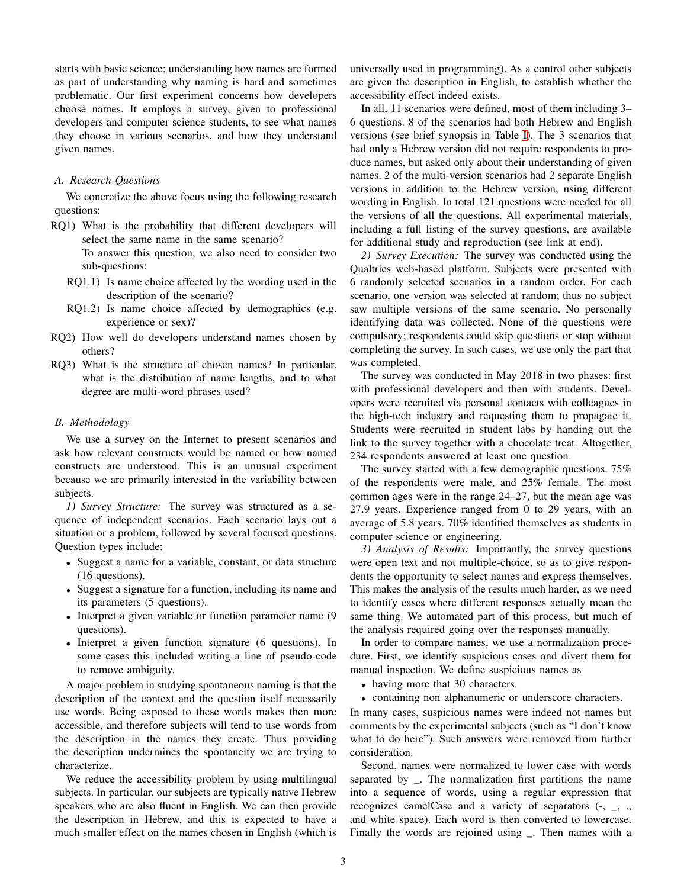starts with basic science: understanding how names are formed as part of understanding why naming is hard and sometimes problematic. Our first experiment concerns how developers choose names. It employs a survey, given to professional developers and computer science students, to see what names they choose in various scenarios, and how they understand given names.

### A. Research Questions

We concretize the above focus using the following research questions:

- RQ1) What is the probability that different developers will select the same name in the same scenario?
  To answer this question, we also need to consider two sub-questions:
  - RQ1.1) Is name choice affected by the wording used in the description of the scenario?
  - RQ1.2) Is name choice affected by demographics (e.g. experience or sex)?
- RQ2) How well do developers understand names chosen by others?
- RQ3) What is the structure of chosen names? In particular, what is the distribution of name lengths, and to what degree are multi-word phrases used?

### B. Methodology

We use a survey on the Internet to present scenarios and ask how relevant constructs would be named or how named constructs are understood. This is an unusual experiment because we are primarily interested in the variability between subjects.

*1) Survey Structure:* The survey was structured as a sequence of independent scenarios. Each scenario lays out a situation or a problem, followed by several focused questions. Question types include:

- Suggest a name for a variable, constant, or data structure (16 questions).
- Suggest a signature for a function, including its name and its parameters (5 questions).
- Interpret a given variable or function parameter name (9 questions).
- Interpret a given function signature (6 questions). In some cases this included writing a line of pseudo-code to remove ambiguity.

A major problem in studying spontaneous naming is that the description of the context and the question itself necessarily use words. Being exposed to these words makes then more accessible, and therefore subjects will tend to use words from the description in the names they create. Thus providing the description undermines the spontaneity we are trying to characterize.

We reduce the accessibility problem by using multilingual subjects. In particular, our subjects are typically native Hebrew speakers who are also fluent in English. We can then provide the description in Hebrew, and this is expected to have a much smaller effect on the names chosen in English (which is universally used in programming). As a control other subjects are given the description in English, to establish whether the accessibility effect indeed exists.

In all, 11 scenarios were defined, most of them including 3–6 questions. 8 of the scenarios had both Hebrew and English versions (see brief synopsis in Table I). The 3 scenarios that had only a Hebrew version did not require respondents to produce names, but asked only about their understanding of given names. 2 of the multi-version scenarios had 2 separate English versions in addition to the Hebrew version, using different wording in English. In total 121 questions were needed for all the versions of all the questions. All experimental materials, including a full listing of the survey questions, are available for additional study and reproduction (see link at end).

*2) Survey Execution:* The survey was conducted using the Qualtrics web-based platform. Subjects were presented with 6 randomly selected scenarios in a random order. For each scenario, one version was selected at random; thus no subject saw multiple versions of the same scenario. No personally identifying data was collected. None of the questions were compulsory; respondents could skip questions or stop without completing the survey. In such cases, we use only the part that was completed.

The survey was conducted in May 2018 in two phases: first with professional developers and then with students. Developers were recruited via personal contacts with colleagues in the high-tech industry and requesting them to propagate it. Students were recruited in student labs by handing out the link to the survey together with a chocolate treat. Altogether, 234 respondents answered at least one question.

The survey started with a few demographic questions. 75% of the respondents were male, and 25% female. The most common ages were in the range 24–27, but the mean age was 27.9 years. Experience ranged from 0 to 29 years, with an average of 5.8 years. 70% identified themselves as students in computer science or engineering.

*3) Analysis of Results:* Importantly, the survey questions were open text and not multiple-choice, so as to give respondents the opportunity to select names and express themselves. This makes the analysis of the results much harder, as we need to identify cases where different responses actually mean the same thing. We automated part of this process, but much of the analysis required going over the responses manually.

In order to compare names, we use a normalization procedure. First, we identify suspicious cases and divert them for manual inspection. We define suspicious names as

- having more that 30 characters.
- containing non alphanumeric or underscore characters.

In many cases, suspicious names were indeed not names but comments by the experimental subjects (such as "I don't know what to do here"). Such answers were removed from further consideration.

Second, names were normalized to lower case with words separated by _. The normalization first partitions the name into a sequence of words, using a regular expression that recognizes camelCase and a variety of separators (-, _, ., and white space). Each word is then converted to lowercase. Finally the words are rejoined using _. Then names with a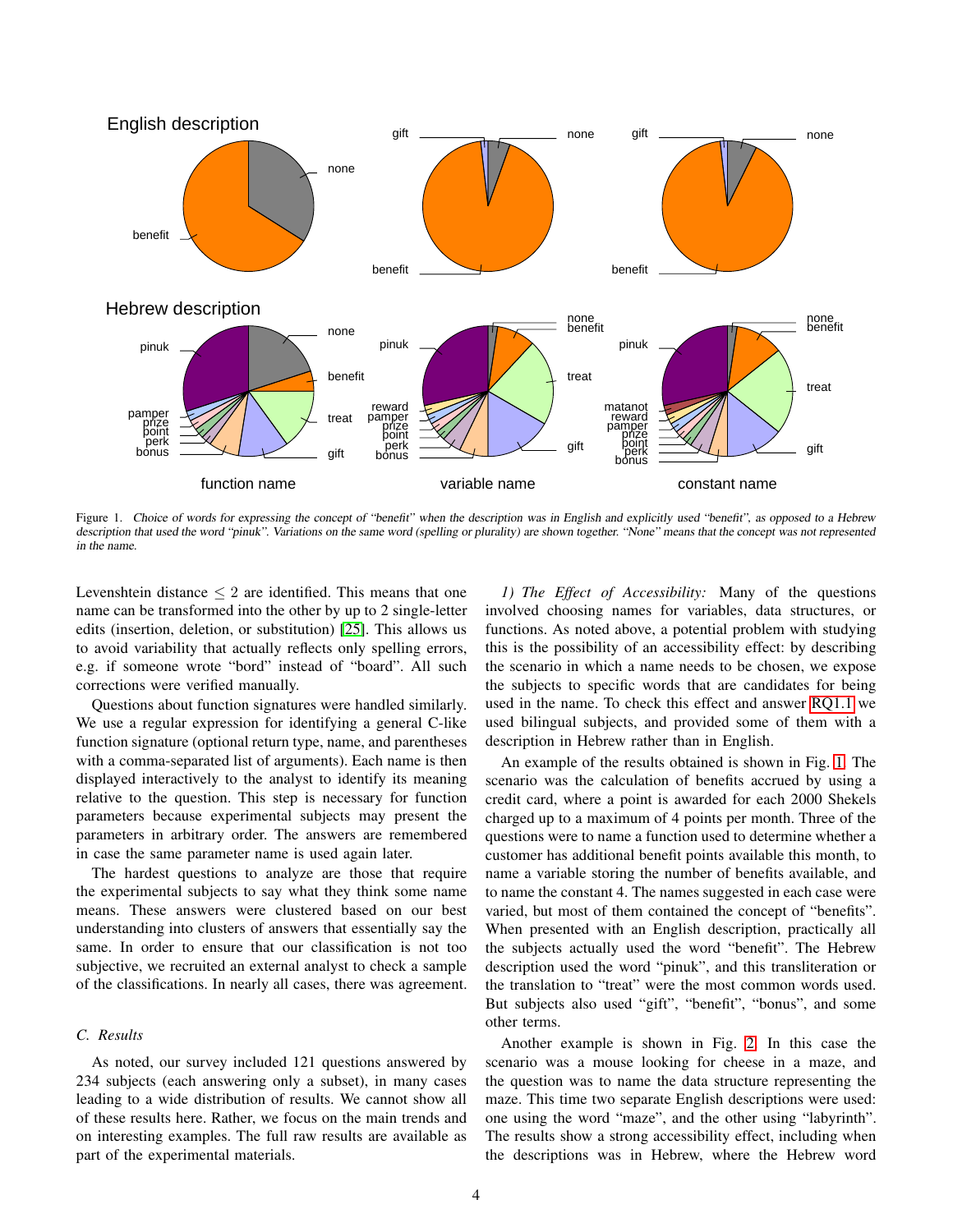English description

none

benefit

gift

none

benefit

gift

none

benefit

Hebrew description

pinuk

none

benefit

pamper
prize
point
perk
bonus

treat

gift

function name

pinuk

none
benefit

treat

reward
pamper
prize
point
perk
bonus

gift

variable name

pinuk

none
benefit

treat

matanot
reward
pamper
prize
point
perk
bonus

gift

constant name

Figure 1. *Choice of words for expressing the concept of "benefit" when the description was in English and explicitly used "benefit", as opposed to a Hebrew description that used the word "pinuk". Variations on the same word (spelling or plurality) are shown together. "None" means that the concept was not represented in the name.*

Levenshtein distance $\leq 2$ are identified. This means that one name can be transformed into the other by up to 2 single-letter edits (insertion, deletion, or substitution) [25]. This allows us to avoid variability that actually reflects only spelling errors, e.g. if someone wrote "bord" instead of "board". All such corrections were verified manually.

Questions about function signatures were handled similarly. We use a regular expression for identifying a general C-like function signature (optional return type, name, and parentheses with a comma-separated list of arguments). Each name is then displayed interactively to the analyst to identify its meaning relative to the question. This step is necessary for function parameters because experimental subjects may present the parameters in arbitrary order. The answers are remembered in case the same parameter name is used again later.

The hardest questions to analyze are those that require the experimental subjects to say what they think some name means. These answers were clustered based on our best understanding into clusters of answers that essentially say the same. In order to ensure that our classification is not too subjective, we recruited an external analyst to check a sample of the classifications. In nearly all cases, there was agreement.

### C. Results

As noted, our survey included 121 questions answered by 234 subjects (each answering only a subset), in many cases leading to a wide distribution of results. We cannot show all of these results here. Rather, we focus on the main trends and on interesting examples. The full raw results are available as part of the experimental materials.

*1) The Effect of Accessibility:* Many of the questions involved choosing names for variables, data structures, or functions. As noted above, a potential problem with studying this is the possibility of an accessibility effect: by describing the scenario in which a name needs to be chosen, we expose the subjects to specific words that are candidates for being used in the name. To check this effect and answer RQ1.1 we used bilingual subjects, and provided some of them with a description in Hebrew rather than in English.

An example of the results obtained is shown in Fig. 1. The scenario was the calculation of benefits accrued by using a credit card, where a point is awarded for each 2000 Shekels charged up to a maximum of 4 points per month. Three of the questions were to name a function used to determine whether a customer has additional benefit points available this month, to name a variable storing the number of benefits available, and to name the constant 4. The names suggested in each case were varied, but most of them contained the concept of "benefits". When presented with an English description, practically all the subjects actually used the word "benefit". The Hebrew description used the word "pinuk", and this transliteration or the translation to "treat" were the most common words used. But subjects also used "gift", "benefit", "bonus", and some other terms.

Another example is shown in Fig. 2. In this case the scenario was a mouse looking for cheese in a maze, and the question was to name the data structure representing the maze. This time two separate English descriptions were used: one using the word "maze", and the other using "labyrinth". The results show a strong accessibility effect, including when the descriptions was in Hebrew, where the Hebrew word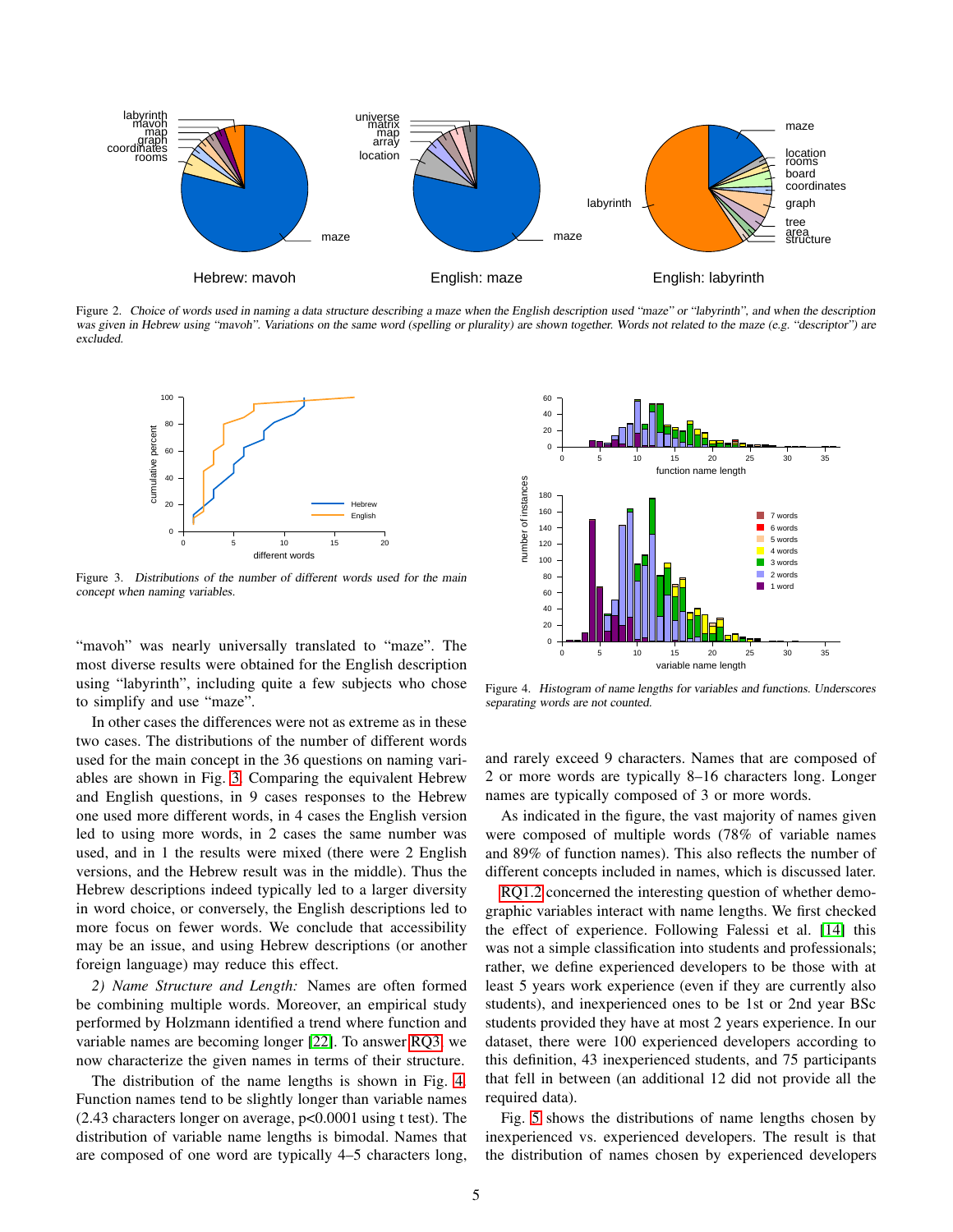Figure 2. *Choice of words used in naming a data structure describing a maze when the English description used "maze" or "labyrinth", and when the description was given in Hebrew using "mavoh". Variations on the same word (spelling or plurality) are shown together. Words not related to the maze (e.g. "descriptor") are excluded.*

Figure 3. *Distributions of the number of different words used for the main concept when naming variables.*

Figure 4. *Histogram of name lengths for variables and functions. Underscores separating words are not counted.*

"mavoh" was nearly universally translated to "maze". The most diverse results were obtained for the English description using "labyrinth", including quite a few subjects who chose to simplify and use "maze".

In other cases the differences were not as extreme as in these two cases. The distributions of the number of different words used for the main concept in the 36 questions on naming variables are shown in Fig. 3. Comparing the equivalent Hebrew and English questions, in 9 cases responses to the Hebrew one used more different words, in 4 cases the English version led to using more words, in 2 cases the same number was used, and in 1 the results were mixed (there were 2 English versions, and the Hebrew result was in the middle). Thus the Hebrew descriptions indeed typically led to a larger diversity in word choice, or conversely, the English descriptions led to more focus on fewer words. We conclude that accessibility may be an issue, and using Hebrew descriptions (or another foreign language) may reduce this effect.

*2) Name Structure and Length:* Names are often formed be combining multiple words. Moreover, an empirical study performed by Holzmann identified a trend where function and variable names are becoming longer [22]. To answer RQ3 we now characterize the given names in terms of their structure.

The distribution of the name lengths is shown in Fig. 4. Function names tend to be slightly longer than variable names (2.43 characters longer on average, $p<0.0001$ using t test). The distribution of variable name lengths is bimodal. Names that are composed of one word are typically 4–5 characters long, and rarely exceed 9 characters. Names that are composed of 2 or more words are typically 8–16 characters long. Longer names are typically composed of 3 or more words.

As indicated in the figure, the vast majority of names given were composed of multiple words (78% of variable names and 89% of function names). This also reflects the number of different concepts included in names, which is discussed later.

RQ1.2 concerned the interesting question of whether demographic variables interact with name lengths. We first checked the effect of experience. Following Falessi et al. [14] this was not a simple classification into students and professionals; rather, we define experienced developers to be those with at least 5 years work experience (even if they are currently also students), and inexperienced ones to be 1st or 2nd year BSc students provided they have at most 2 years experience. In our dataset, there were 100 experienced developers according to this definition, 43 inexperienced students, and 75 participants that fell in between (an additional 12 did not provide all the required data).

Fig. 5 shows the distributions of name lengths chosen by inexperienced vs. experienced developers. The result is that the distribution of names chosen by experienced developers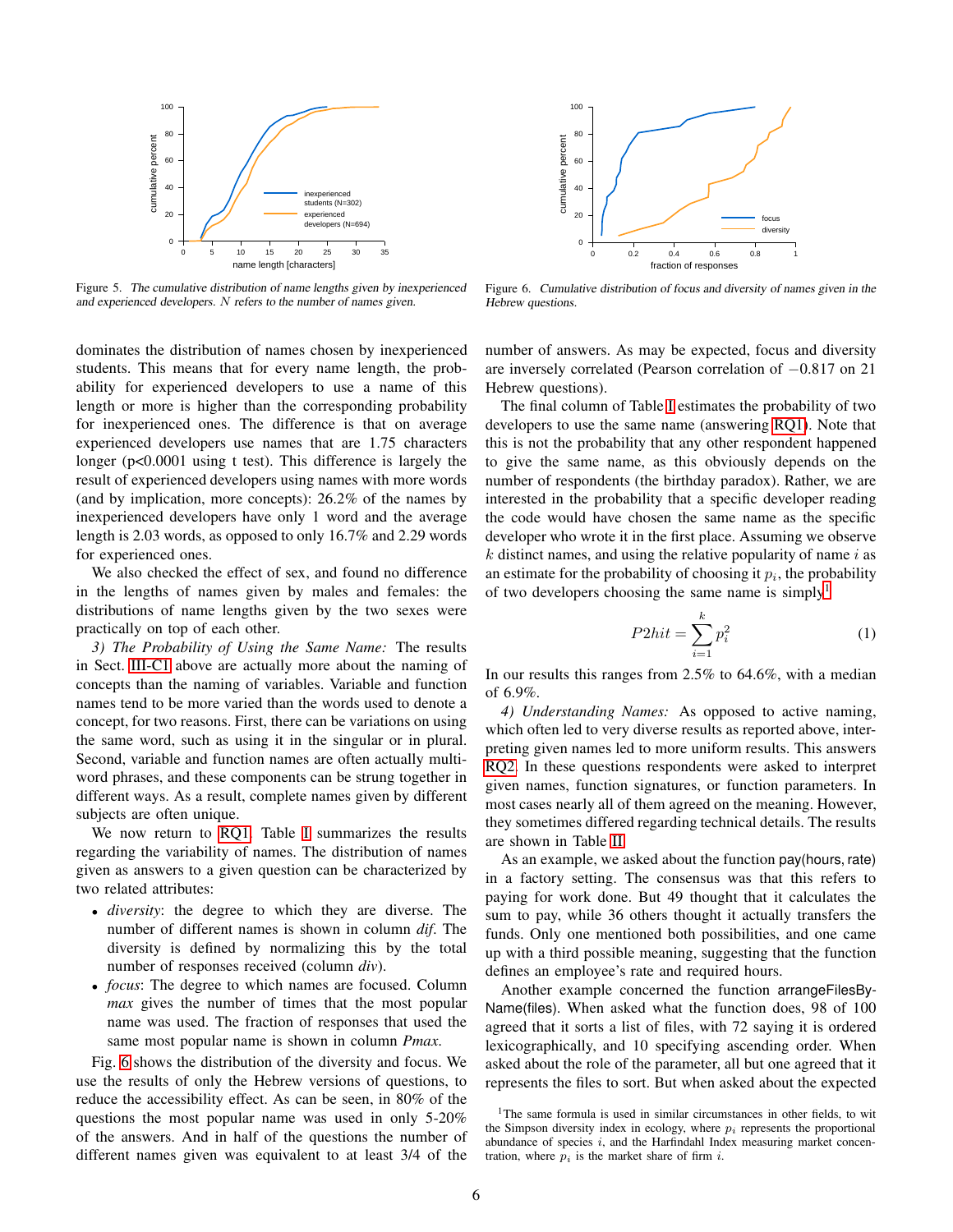Figure 5. *The cumulative distribution of name lengths given by inexperienced and experienced developers. $N$ refers to the number of names given.*

Figure 6. *Cumulative distribution of focus and diversity of names given in the Hebrew questions.*

dominates the distribution of names chosen by inexperienced students. This means that for every name length, the probability for experienced developers to use a name of this length or more is higher than the corresponding probability for inexperienced ones. The difference is that on average experienced developers use names that are 1.75 characters longer ($p<0.0001$ using t test). This difference is largely the result of experienced developers using names with more words (and by implication, more concepts): 26.2% of the names by inexperienced developers have only 1 word and the average length is 2.03 words, as opposed to only 16.7% and 2.29 words for experienced ones.

We also checked the effect of sex, and found no difference in the lengths of names given by males and females: the distributions of name lengths given by the two sexes were practically on top of each other.

*3) The Probability of Using the Same Name:* The results in Sect. III-C1 above are actually more about the naming of concepts than the naming of variables. Variable and function names tend to be more varied than the words used to denote a concept, for two reasons. First, there can be variations on using the same word, such as using it in the singular or in plural. Second, variable and function names are often actually multi-word phrases, and these components can be strung together in different ways. As a result, complete names given by different subjects are often unique.

We now return to RQ1. Table I summarizes the results regarding the variability of names. The distribution of names given as answers to a given question can be characterized by two related attributes:

- *diversity*: the degree to which they are diverse. The number of different names is shown in column *dif*. The diversity is defined by normalizing this by the total number of responses received (column *div*).
- *focus*: The degree to which names are focused. Column *max* gives the number of times that the most popular name was used. The fraction of responses that used the same most popular name is shown in column *Pmax*.

Fig. 6 shows the distribution of the diversity and focus. We use the results of only the Hebrew versions of questions, to reduce the accessibility effect. As can be seen, in 80% of the questions the most popular name was used in only 5-20% of the answers. And in half of the questions the number of different names given was equivalent to at least 3/4 of the number of answers. As may be expected, focus and diversity are inversely correlated (Pearson correlation of $-0.817$ on 21 Hebrew questions).

The final column of Table I estimates the probability of two developers to use the same name (answering RQ1). Note that this is not the probability that any other respondent happened to give the same name, as this obviously depends on the number of respondents (the birthday paradox). Rather, we are interested in the probability that a specific developer reading the code would have chosen the same name as the specific developer who wrote it in the first place. Assuming we observe $k$ distinct names, and using the relative popularity of name $i$ as an estimate for the probability of choosing it $p_i$, the probability of two developers choosing the same name is simply[1]

$$P2hit = \sum_{i=1}^{k} p_i^2 \tag{1}$$

In our results this ranges from 2.5% to 64.6%, with a median of 6.9%.

*4) Understanding Names:* As opposed to active naming, which often led to very diverse results as reported above, interpreting given names led to more uniform results. This answers RQ2. In these questions respondents were asked to interpret given names, function signatures, or function parameters. In most cases nearly all of them agreed on the meaning. However, they sometimes differed regarding technical details. The results are shown in Table II.

As an example, we asked about the function pay(hours, rate) in a factory setting. The consensus was that this refers to paying for work done. But 49 thought that it calculates the sum to pay, while 36 others thought it actually transfers the funds. Only one mentioned both possibilities, and one came up with a third possible meaning, suggesting that the function defines an employee's rate and required hours.

Another example concerned the function arrangeFilesByName(files). When asked what the function does, 98 of 100 agreed that it sorts a list of files, with 72 saying it is ordered lexicographically, and 10 specifying ascending order. When asked about the role of the parameter, all but one agreed that it represents the files to sort. But when asked about the expected

[1]The same formula is used in similar circumstances in other fields, to wit the Simpson diversity index in ecology, where $p_i$ represents the proportional abundance of species $i$, and the Harfindahl Index measuring market concentration, where $p_i$ is the market share of firm $i$.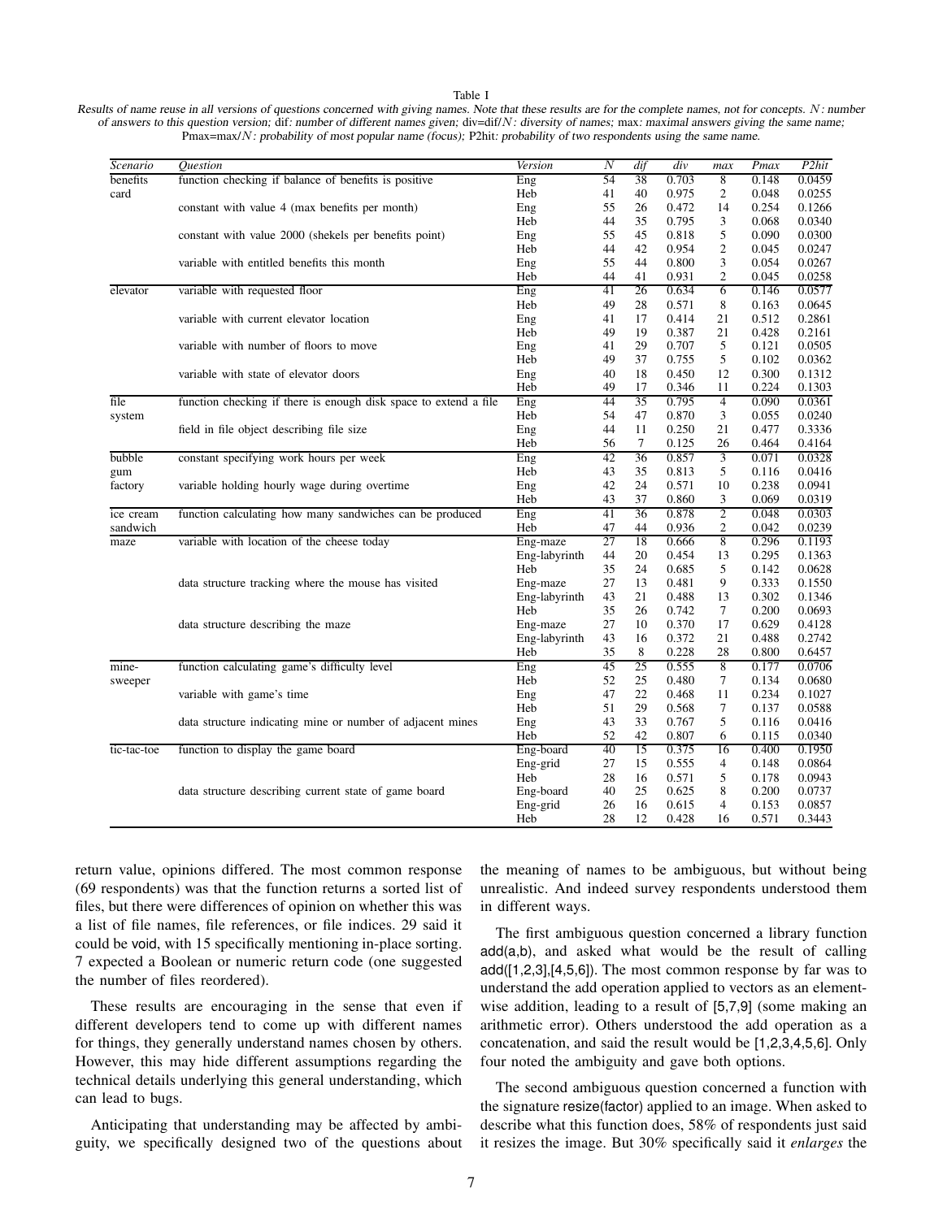Table I

*Results of name reuse in all versions of questions concerned with giving names. Note that these results are for the complete names, not for concepts.* $N$*: number of answers to this question version;* dif*: number of different names given;* div=dif/$N$*: diversity of names;* max*: maximal answers giving the same name;* Pmax=max/$N$*: probability of most popular name (focus);* P2hit*: probability of two respondents using the same name.*

| *Scenario* | *Question* | *Version* | *N* | *dif* | *div* | *max* | *Pmax* | *P2hit* |
|---|---|---|---|---|---|---|---|---|
| benefits card | function checking if balance of benefits is positive | Eng | 54 | 38 | 0.703 | 8 | 0.148 | 0.0459 |
| | | Heb | 41 | 40 | 0.975 | 2 | 0.048 | 0.0255 |
| | constant with value 4 (max benefits per month) | Eng | 55 | 26 | 0.472 | 14 | 0.254 | 0.1266 |
| | | Heb | 44 | 35 | 0.795 | 3 | 0.068 | 0.0340 |
| | constant with value 2000 (shekels per benefits point) | Eng | 55 | 45 | 0.818 | 5 | 0.090 | 0.0300 |
| | | Heb | 44 | 42 | 0.954 | 2 | 0.045 | 0.0247 |
| | variable with entitled benefits this month | Eng | 55 | 44 | 0.800 | 3 | 0.054 | 0.0267 |
| | | Heb | 44 | 41 | 0.931 | 2 | 0.045 | 0.0258 |
| elevator | variable with requested floor | Eng | 41 | 26 | 0.634 | 6 | 0.146 | 0.0577 |
| | | Heb | 49 | 28 | 0.571 | 8 | 0.163 | 0.0645 |
| | variable with current elevator location | Eng | 41 | 17 | 0.414 | 21 | 0.512 | 0.2861 |
| | | Heb | 49 | 19 | 0.387 | 21 | 0.428 | 0.2161 |
| | variable with number of floors to move | Eng | 41 | 29 | 0.707 | 5 | 0.121 | 0.0505 |
| | | Heb | 49 | 37 | 0.755 | 5 | 0.102 | 0.0362 |
| | variable with state of elevator doors | Eng | 40 | 18 | 0.450 | 12 | 0.300 | 0.1312 |
| | | Heb | 49 | 17 | 0.346 | 11 | 0.224 | 0.1303 |
| file system | function checking if there is enough disk space to extend a file | Eng | 44 | 35 | 0.795 | 4 | 0.090 | 0.0361 |
| | | Heb | 54 | 47 | 0.870 | 3 | 0.055 | 0.0240 |
| | field in file object describing file size | Eng | 44 | 11 | 0.250 | 21 | 0.477 | 0.3336 |
| | | Heb | 56 | 7 | 0.125 | 26 | 0.464 | 0.4164 |
| bubble gum factory | constant specifying work hours per week | Eng | 42 | 36 | 0.857 | 3 | 0.071 | 0.0328 |
| | | Heb | 43 | 35 | 0.813 | 5 | 0.116 | 0.0416 |
| | variable holding hourly wage during overtime | Eng | 42 | 24 | 0.571 | 10 | 0.238 | 0.0941 |
| | | Heb | 43 | 37 | 0.860 | 3 | 0.069 | 0.0319 |
| ice cream sandwich | function calculating how many sandwiches can be produced | Eng | 41 | 36 | 0.878 | 2 | 0.048 | 0.0303 |
| | | Heb | 47 | 44 | 0.936 | 2 | 0.042 | 0.0239 |
| maze | variable with location of the cheese today | Eng-maze | 27 | 18 | 0.666 | 8 | 0.296 | 0.1193 |
| | | Eng-labyrinth | 44 | 20 | 0.454 | 13 | 0.295 | 0.1363 |
| | | Heb | 35 | 24 | 0.685 | 5 | 0.142 | 0.0628 |
| | data structure tracking where the mouse has visited | Eng-maze | 27 | 13 | 0.481 | 9 | 0.333 | 0.1550 |
| | | Eng-labyrinth | 43 | 21 | 0.488 | 13 | 0.302 | 0.1346 |
| | | Heb | 35 | 26 | 0.742 | 7 | 0.200 | 0.0693 |
| | data structure describing the maze | Eng-maze | 27 | 10 | 0.370 | 17 | 0.629 | 0.4128 |
| | | Eng-labyrinth | 43 | 16 | 0.372 | 21 | 0.488 | 0.2742 |
| | | Heb | 35 | 8 | 0.228 | 28 | 0.800 | 0.6457 |
| mine-sweeper | function calculating game's difficulty level | Eng | 45 | 25 | 0.555 | 8 | 0.177 | 0.0706 |
| | | Heb | 52 | 25 | 0.480 | 7 | 0.134 | 0.0680 |
| | variable with game's time | Eng | 47 | 22 | 0.468 | 11 | 0.234 | 0.1027 |
| | | Heb | 51 | 29 | 0.568 | 7 | 0.137 | 0.0588 |
| | data structure indicating mine or number of adjacent mines | Eng | 43 | 33 | 0.767 | 5 | 0.116 | 0.0416 |
| | | Heb | 52 | 42 | 0.807 | 6 | 0.115 | 0.0340 |
| tic-tac-toe | function to display the game board | Eng-board | 40 | 15 | 0.375 | 16 | 0.400 | 0.1950 |
| | | Eng-grid | 27 | 15 | 0.555 | 4 | 0.148 | 0.0864 |
| | | Heb | 28 | 16 | 0.571 | 5 | 0.178 | 0.0943 |
| | data structure describing current state of game board | Eng-board | 40 | 25 | 0.625 | 8 | 0.200 | 0.0737 |
| | | Eng-grid | 26 | 16 | 0.615 | 4 | 0.153 | 0.0857 |
| | | Heb | 28 | 12 | 0.428 | 16 | 0.571 | 0.3443 |

return value, opinions differed. The most common response (69 respondents) was that the function returns a sorted list of files, but there were differences of opinion on whether this was a list of file names, file references, or file indices. 29 said it could be void, with 15 specifically mentioning in-place sorting. 7 expected a Boolean or numeric return code (one suggested the number of files reordered).

These results are encouraging in the sense that even if different developers tend to come up with different names for things, they generally understand names chosen by others. However, this may hide different assumptions regarding the technical details underlying this general understanding, which can lead to bugs.

Anticipating that understanding may be affected by ambiguity, we specifically designed two of the questions about the meaning of names to be ambiguous, but without being unrealistic. And indeed survey respondents understood them in different ways.

The first ambiguous question concerned a library function add(a,b), and asked what would be the result of calling add([1,2,3],[4,5,6]). The most common response by far was to understand the add operation applied to vectors as an element-wise addition, leading to a result of [5,7,9] (some making an arithmetic error). Others understood the add operation as a concatenation, and said the result would be [1,2,3,4,5,6]. Only four noted the ambiguity and gave both options.

The second ambiguous question concerned a function with the signature resize(factor) applied to an image. When asked to describe what this function does, 58% of respondents just said it resizes the image. But 30% specifically said it *enlarges* the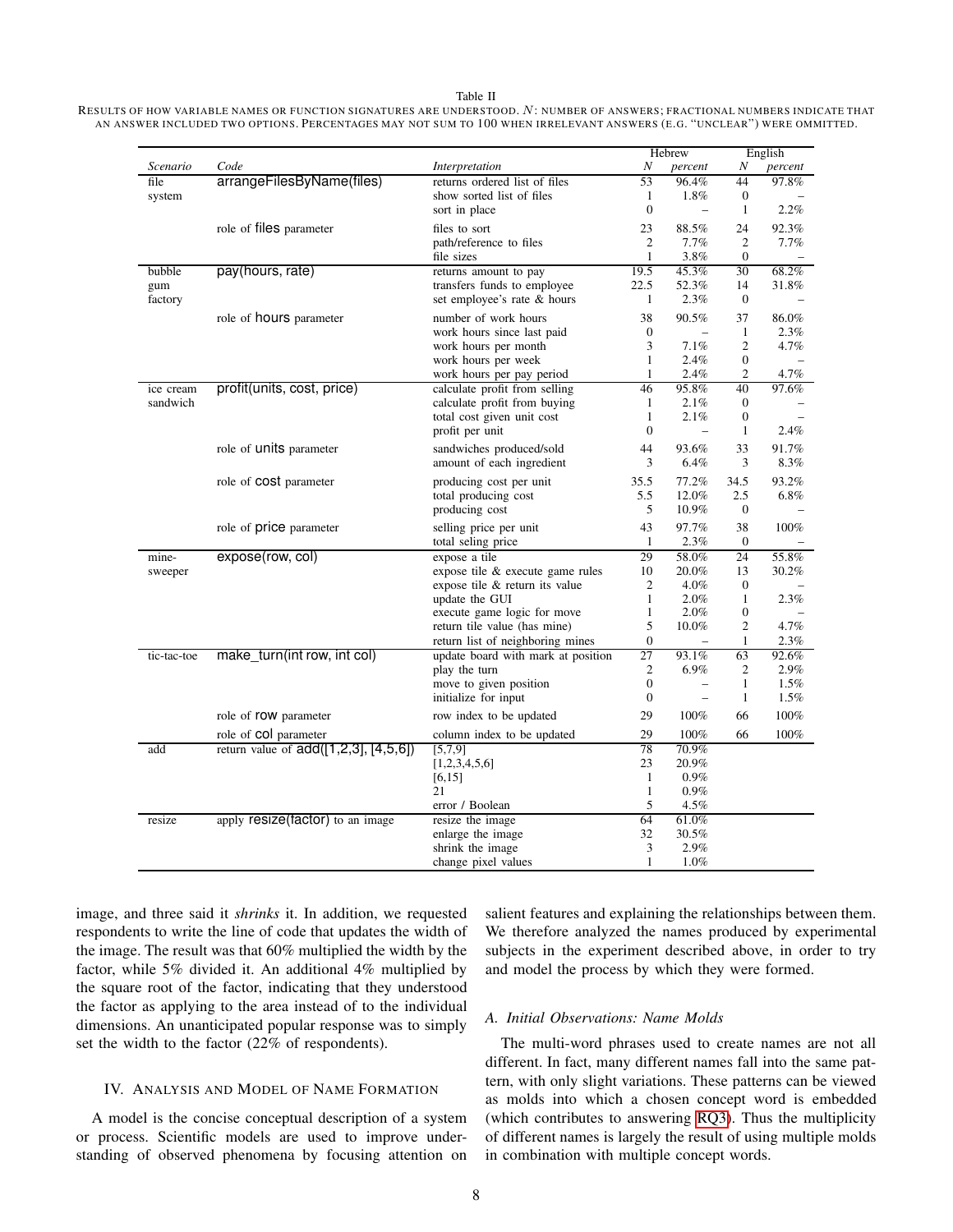Table II

RESULTS OF HOW VARIABLE NAMES OR FUNCTION SIGNATURES ARE UNDERSTOOD. $N$: NUMBER OF ANSWERS; FRACTIONAL NUMBERS INDICATE THAT AN ANSWER INCLUDED TWO OPTIONS. PERCENTAGES MAY NOT SUM TO 100 WHEN IRRELEVANT ANSWERS (E.G. "UNCLEAR") WERE OMMITTED.

| | | | Hebrew | | English | |
|---|---|---|---|---|---|---|
| *Scenario* | *Code* | *Interpretation* | *N* | *percent* | *N* | *percent* |
| file system | arrangeFilesByName(files) | returns ordered list of files | 53 | 96.4% | 44 | 97.8% |
| | | show sorted list of files | 1 | 1.8% | 0 | – |
| | | sort in place | 0 | – | 1 | 2.2% |
| | role of files parameter | files to sort | 23 | 88.5% | 24 | 92.3% |
| | | path/reference to files | 2 | 7.7% | 2 | 7.7% |
| | | file sizes | 1 | 3.8% | 0 | – |
| bubble gum factory | pay(hours, rate) | returns amount to pay | 19.5 | 45.3% | 30 | 68.2% |
| | | transfers funds to employee | 22.5 | 52.3% | 14 | 31.8% |
| | | set employee's rate & hours | 1 | 2.3% | 0 | – |
| | role of hours parameter | number of work hours | 38 | 90.5% | 37 | 86.0% |
| | | work hours since last paid | 0 | – | 1 | 2.3% |
| | | work hours per month | 3 | 7.1% | 2 | 4.7% |
| | | work hours per week | 1 | 2.4% | 0 | – |
| | | work hours per pay period | 1 | 2.4% | 2 | 4.7% |
| ice cream sandwich | profit(units, cost, price) | calculate profit from selling | 46 | 95.8% | 40 | 97.6% |
| | | calculate profit from buying | 1 | 2.1% | 0 | – |
| | | total cost given unit cost | 1 | 2.1% | 0 | – |
| | | profit per unit | 0 | – | 1 | 2.4% |
| | role of units parameter | sandwiches produced/sold | 44 | 93.6% | 33 | 91.7% |
| | | amount of each ingredient | 3 | 6.4% | 3 | 8.3% |
| | role of cost parameter | producing cost per unit | 35.5 | 77.2% | 34.5 | 93.2% |
| | | total producing cost | 5.5 | 12.0% | 2.5 | 6.8% |
| | | producing cost | 5 | 10.9% | 0 | – |
| | role of price parameter | selling price per unit | 43 | 97.7% | 38 | 100% |
| | | total seling price | 1 | 2.3% | 0 | – |
| mine-sweeper | expose(row, col) | expose a tile | 29 | 58.0% | 24 | 55.8% |
| | | expose tile & execute game rules | 10 | 20.0% | 13 | 30.2% |
| | | expose tile & return its value | 2 | 4.0% | 0 | – |
| | | update the GUI | 1 | 2.0% | 1 | 2.3% |
| | | execute game logic for move | 1 | 2.0% | 0 | – |
| | | return tile value (has mine) | 5 | 10.0% | 2 | 4.7% |
| | | return list of neighboring mines | 0 | – | 1 | 2.3% |
| tic-tac-toe | make_turn(int row, int col) | update board with mark at position | 27 | 93.1% | 63 | 92.6% |
| | | play the turn | 2 | 6.9% | 2 | 2.9% |
| | | move to given position | 0 | – | 1 | 1.5% |
| | | initialize for input | 0 | – | 1 | 1.5% |
| | role of row parameter | row index to be updated | 29 | 100% | 66 | 100% |
| | role of col parameter | column index to be updated | 29 | 100% | 66 | 100% |
| add | return value of add([1,2,3], [4,5,6]) | [5,7,9] | 78 | 70.9% | | |
| | | [1,2,3,4,5,6] | 23 | 20.9% | | |
| | | [6,15] | 1 | 0.9% | | |
| | | 21 | 1 | 0.9% | | |
| | | error / Boolean | 5 | 4.5% | | |
| resize | apply resize(factor) to an image | resize the image | 64 | 61.0% | | |
| | | enlarge the image | 32 | 30.5% | | |
| | | shrink the image | 3 | 2.9% | | |
| | | change pixel values | 1 | 1.0% | | |

image, and three said it *shrinks* it. In addition, we requested respondents to write the line of code that updates the width of the image. The result was that 60% multiplied the width by the factor, while 5% divided it. An additional 4% multiplied by the square root of the factor, indicating that they understood the factor as applying to the area instead of to the individual dimensions. An unanticipated popular response was to simply set the width to the factor (22% of respondents).

## IV. Analysis and Model of Name Formation

A model is the concise conceptual description of a system or process. Scientific models are used to improve understanding of observed phenomena by focusing attention on salient features and explaining the relationships between them. We therefore analyzed the names produced by experimental subjects in the experiment described above, in order to try and model the process by which they were formed.

### A. Initial Observations: Name Molds

The multi-word phrases used to create names are not all different. In fact, many different names fall into the same pattern, with only slight variations. These patterns can be viewed as molds into which a chosen concept word is embedded (which contributes to answering RQ3). Thus the multiplicity of different names is largely the result of using multiple molds in combination with multiple concept words.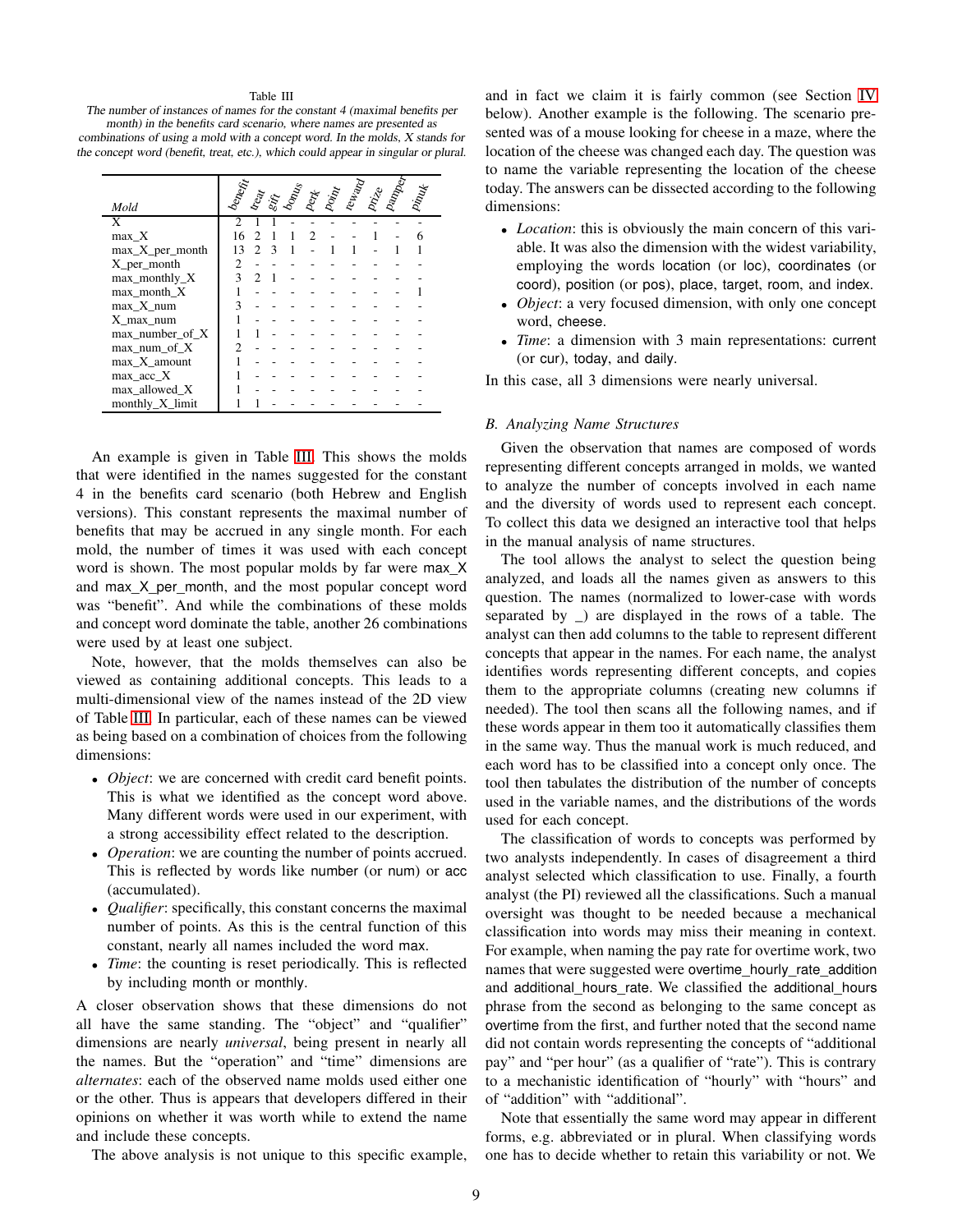Table III

*The number of instances of names for the constant 4 (maximal benefits per month) in the benefits card scenario, where names are presented as combinations of using a mold with a concept word. In the molds, X stands for the concept word (benefit, treat, etc.), which could appear in singular or plural.*

| Mold | benefit | treat | gift | bonus | perk | point | reward | prize | pamper | pinuk |
|---|---|---|---|---|---|---|---|---|---|---|
| X | 2 | 1 | 1 | - | - | - | - | - | - | - |
| max_X | 16 | 2 | 1 | 1 | 2 | - | - | 1 | - | 6 |
| max_X_per_month | 13 | 2 | 3 | 1 | - | 1 | 1 | - | 1 | 1 |
| X_per_month | 2 | - | - | - | - | - | - | - | - | - |
| max_monthly_X | 3 | 2 | 1 | - | - | - | - | - | - | - |
| max_month_X | 1 | - | - | - | - | - | - | - | - | 1 |
| max_X_num | 3 | - | - | - | - | - | - | - | - | - |
| X_max_num | 1 | - | - | - | - | - | - | - | - | - |
| max_number_of_X | 1 | 1 | - | - | - | - | - | - | - | - |
| max_num_of_X | 2 | - | - | - | - | - | - | - | - | - |
| max_X_amount | 1 | - | - | - | - | - | - | - | - | - |
| max_acc_X | 1 | - | - | - | - | - | - | - | - | - |
| max_allowed_X | 1 | - | - | - | - | - | - | - | - | - |
| monthly_X_limit | 1 | 1 | - | - | - | - | - | - | - | - |

An example is given in Table III. This shows the molds that were identified in the names suggested for the constant 4 in the benefits card scenario (both Hebrew and English versions). This constant represents the maximal number of benefits that may be accrued in any single month. For each mold, the number of times it was used with each concept word is shown. The most popular molds by far were max_X and max_X_per_month, and the most popular concept word was "benefit". And while the combinations of these molds and concept word dominate the table, another 26 combinations were used by at least one subject.

Note, however, that the molds themselves can also be viewed as containing additional concepts. This leads to a multi-dimensional view of the names instead of the 2D view of Table III. In particular, each of these names can be viewed as being based on a combination of choices from the following dimensions:

- *Object*: we are concerned with credit card benefit points. This is what we identified as the concept word above. Many different words were used in our experiment, with a strong accessibility effect related to the description.
- *Operation*: we are counting the number of points accrued. This is reflected by words like number (or num) or acc (accumulated).
- *Qualifier*: specifically, this constant concerns the maximal number of points. As this is the central function of this constant, nearly all names included the word max.
- *Time*: the counting is reset periodically. This is reflected by including month or monthly.

A closer observation shows that these dimensions do not all have the same standing. The "object" and "qualifier" dimensions are nearly *universal*, being present in nearly all the names. But the "operation" and "time" dimensions are *alternates*: each of the observed name molds used either one or the other. Thus is appears that developers differed in their opinions on whether it was worth while to extend the name and include these concepts.

The above analysis is not unique to this specific example, and in fact we claim it is fairly common (see Section IV below). Another example is the following. The scenario presented was of a mouse looking for cheese in a maze, where the location of the cheese was changed each day. The question was to name the variable representing the location of the cheese today. The answers can be dissected according to the following dimensions:

- *Location*: this is obviously the main concern of this variable. It was also the dimension with the widest variability, employing the words location (or loc), coordinates (or coord), position (or pos), place, target, room, and index.
- *Object*: a very focused dimension, with only one concept word, cheese.
- *Time*: a dimension with 3 main representations: current (or cur), today, and daily.

In this case, all 3 dimensions were nearly universal.

### B. Analyzing Name Structures

Given the observation that names are composed of words representing different concepts arranged in molds, we wanted to analyze the number of concepts involved in each name and the diversity of words used to represent each concept. To collect this data we designed an interactive tool that helps in the manual analysis of name structures.

The tool allows the analyst to select the question being analyzed, and loads all the names given as answers to this question. The names (normalized to lower-case with words separated by _) are displayed in the rows of a table. The analyst can then add columns to the table to represent different concepts that appear in the names. For each name, the analyst identifies words representing different concepts, and copies them to the appropriate columns (creating new columns if needed). The tool then scans all the following names, and if these words appear in them too it automatically classifies them in the same way. Thus the manual work is much reduced, and each word has to be classified into a concept only once. The tool then tabulates the distribution of the number of concepts used in the variable names, and the distributions of the words used for each concept.

The classification of words to concepts was performed by two analysts independently. In cases of disagreement a third analyst selected which classification to use. Finally, a fourth analyst (the PI) reviewed all the classifications. Such a manual oversight was thought to be needed because a mechanical classification into words may miss their meaning in context. For example, when naming the pay rate for overtime work, two names that were suggested were overtime_hourly_rate_addition and additional_hours_rate. We classified the additional_hours phrase from the second as belonging to the same concept as overtime from the first, and further noted that the second name did not contain words representing the concepts of "additional pay" and "per hour" (as a qualifier of "rate"). This is contrary to a mechanistic identification of "hourly" with "hours" and of "addition" with "additional".

Note that essentially the same word may appear in different forms, e.g. abbreviated or in plural. When classifying words one has to decide whether to retain this variability or not. We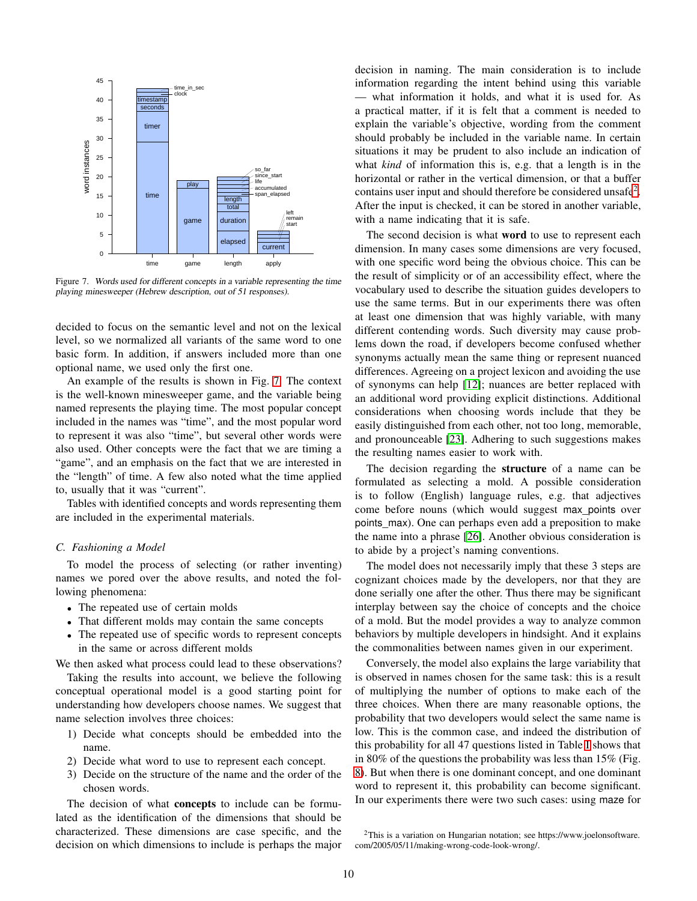45
40
35
30
25
20
15
10
5
0

word instances

time_in_sec
clock
timestamp
seconds
timer
time

play
game

so_far
since_start
life
accumulated
span_elapsed
length
total
duration
elapsed

left
remain
start
current

time
game
length
apply

Figure 7. *Words used for different concepts in a variable representing the time playing minesweeper (Hebrew description, out of 51 responses).*

decided to focus on the semantic level and not on the lexical level, so we normalized all variants of the same word to one basic form. In addition, if answers included more than one optional name, we used only the first one.

An example of the results is shown in Fig. 7. The context is the well-known minesweeper game, and the variable being named represents the playing time. The most popular concept included in the names was "time", and the most popular word to represent it was also "time", but several other words were also used. Other concepts were the fact that we are timing a "game", and an emphasis on the fact that we are interested in the "length" of time. A few also noted what the time applied to, usually that it was "current".

Tables with identified concepts and words representing them are included in the experimental materials.

### *C. Fashioning a Model*

To model the process of selecting (or rather inventing) names we pored over the above results, and noted the following phenomena:

- The repeated use of certain molds
- That different molds may contain the same concepts
- The repeated use of specific words to represent concepts in the same or across different molds

We then asked what process could lead to these observations? Taking the results into account, we believe the following conceptual operational model is a good starting point for understanding how developers choose names. We suggest that name selection involves three choices:

1) Decide what concepts should be embedded into the name.
2) Decide what word to use to represent each concept.
3) Decide on the structure of the name and the order of the chosen words.

The decision of what **concepts** to include can be formulated as the identification of the dimensions that should be characterized. These dimensions are case specific, and the decision on which dimensions to include is perhaps the major decision in naming. The main consideration is to include information regarding the intent behind using this variable — what information it holds, and what it is used for. As a practical matter, if it is felt that a comment is needed to explain the variable's objective, wording from the comment should probably be included in the variable name. In certain situations it may be prudent to also include an indication of what *kind* of information this is, e.g. that a length is in the horizontal or rather in the vertical dimension, or that a buffer contains user input and should therefore be considered unsafe[2]. After the input is checked, it can be stored in another variable, with a name indicating that it is safe.

The second decision is what **word** to use to represent each dimension. In many cases some dimensions are very focused, with one specific word being the obvious choice. This can be the result of simplicity or of an accessibility effect, where the vocabulary used to describe the situation guides developers to use the same terms. But in our experiments there was often at least one dimension that was highly variable, with many different contending words. Such diversity may cause problems down the road, if developers become confused whether synonyms actually mean the same thing or represent nuanced differences. Agreeing on a project lexicon and avoiding the use of synonyms can help [12]; nuances are better replaced with an additional word providing explicit distinctions. Additional considerations when choosing words include that they be easily distinguished from each other, not too long, memorable, and pronounceable [23]. Adhering to such suggestions makes the resulting names easier to work with.

The decision regarding the **structure** of a name can be formulated as selecting a mold. A possible consideration is to follow (English) language rules, e.g. that adjectives come before nouns (which would suggest max_points over points_max). One can perhaps even add a preposition to make the name into a phrase [26]. Another obvious consideration is to abide by a project's naming conventions.

The model does not necessarily imply that these 3 steps are cognizant choices made by the developers, nor that they are done serially one after the other. Thus there may be significant interplay between say the choice of concepts and the choice of a mold. But the model provides a way to analyze common behaviors by multiple developers in hindsight. And it explains the commonalities between names given in our experiment.

Conversely, the model also explains the large variability that is observed in names chosen for the same task: this is a result of multiplying the number of options to make each of the three choices. When there are many reasonable options, the probability that two developers would select the same name is low. This is the common case, and indeed the distribution of this probability for all 47 questions listed in Table I shows that in 80% of the questions the probability was less than 15% (Fig. 8). But when there is one dominant concept, and one dominant word to represent it, this probability can become significant. In our experiments there were two such cases: using maze for

[2]This is a variation on Hungarian notation; see https://www.joelonsoftware.com/2005/05/11/making-wrong-code-look-wrong/.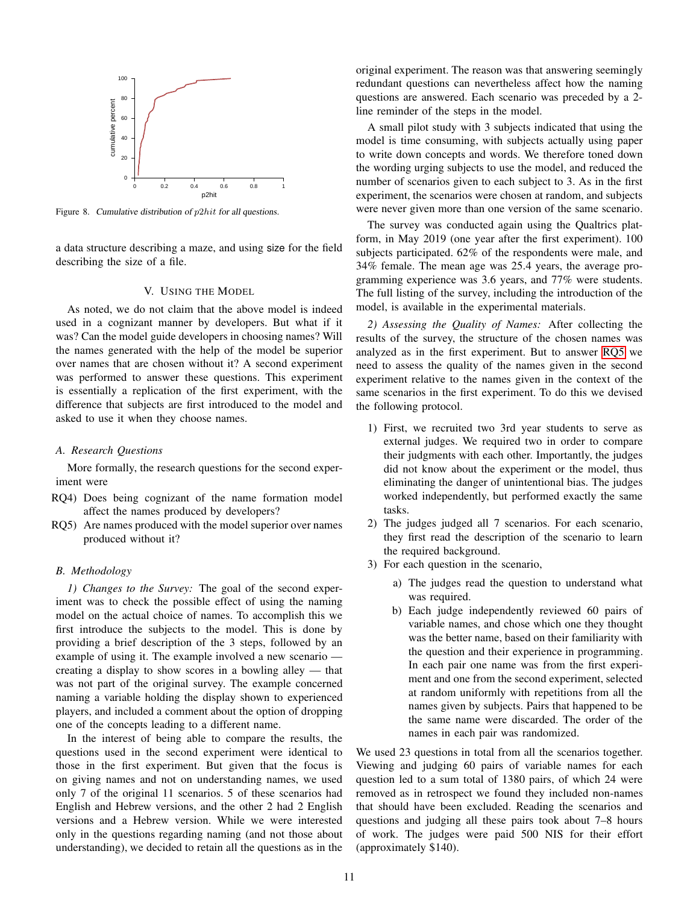Figure 8. *Cumulative distribution of $p2hit$ for all questions.*

a data structure describing a maze, and using size for the field describing the size of a file.

## V. Using the Model

As noted, we do not claim that the above model is indeed used in a cognizant manner by developers. But what if it was? Can the model guide developers in choosing names? Will the names generated with the help of the model be superior over names that are chosen without it? A second experiment was performed to answer these questions. This experiment is essentially a replication of the first experiment, with the difference that subjects are first introduced to the model and asked to use it when they choose names.

### A. Research Questions

More formally, the research questions for the second experiment were

RQ4) Does being cognizant of the name formation model affect the names produced by developers?

RQ5) Are names produced with the model superior over names produced without it?

### B. Methodology

*1) Changes to the Survey:* The goal of the second experiment was to check the possible effect of using the naming model on the actual choice of names. To accomplish this we first introduce the subjects to the model. This is done by providing a brief description of the 3 steps, followed by an example of using it. The example involved a new scenario — creating a display to show scores in a bowling alley — that was not part of the original survey. The example concerned naming a variable holding the display shown to experienced players, and included a comment about the option of dropping one of the concepts leading to a different name.

In the interest of being able to compare the results, the questions used in the second experiment were identical to those in the first experiment. But given that the focus is on giving names and not on understanding names, we used only 7 of the original 11 scenarios. 5 of these scenarios had English and Hebrew versions, and the other 2 had 2 English versions and a Hebrew version. While we were interested only in the questions regarding naming (and not those about understanding), we decided to retain all the questions as in the original experiment. The reason was that answering seemingly redundant questions can nevertheless affect how the naming questions are answered. Each scenario was preceded by a 2-line reminder of the steps in the model.

A small pilot study with 3 subjects indicated that using the model is time consuming, with subjects actually using paper to write down concepts and words. We therefore toned down the wording urging subjects to use the model, and reduced the number of scenarios given to each subject to 3. As in the first experiment, the scenarios were chosen at random, and subjects were never given more than one version of the same scenario.

The survey was conducted again using the Qualtrics platform, in May 2019 (one year after the first experiment). 100 subjects participated. 62% of the respondents were male, and 34% female. The mean age was 25.4 years, the average programming experience was 3.6 years, and 77% were students. The full listing of the survey, including the introduction of the model, is available in the experimental materials.

*2) Assessing the Quality of Names:* After collecting the results of the survey, the structure of the chosen names was analyzed as in the first experiment. But to answer RQ5 we need to assess the quality of the names given in the second experiment relative to the names given in the context of the same scenarios in the first experiment. To do this we devised the following protocol.

1) First, we recruited two 3rd year students to serve as external judges. We required two in order to compare their judgments with each other. Importantly, the judges did not know about the experiment or the model, thus eliminating the danger of unintentional bias. The judges worked independently, but performed exactly the same tasks.
2) The judges judged all 7 scenarios. For each scenario, they first read the description of the scenario to learn the required background.
3) For each question in the scenario,
   a) The judges read the question to understand what was required.
   b) Each judge independently reviewed 60 pairs of variable names, and chose which one they thought was the better name, based on their familiarity with the question and their experience in programming. In each pair one name was from the first experiment and one from the second experiment, selected at random uniformly with repetitions from all the names given by subjects. Pairs that happened to be the same name were discarded. The order of the names in each pair was randomized.

We used 23 questions in total from all the scenarios together. Viewing and judging 60 pairs of variable names for each question led to a sum total of 1380 pairs, of which 24 were removed as in retrospect we found they included non-names that should have been excluded. Reading the scenarios and questions and judging all these pairs took about 7–8 hours of work. The judges were paid 500 NIS for their effort (approximately $140).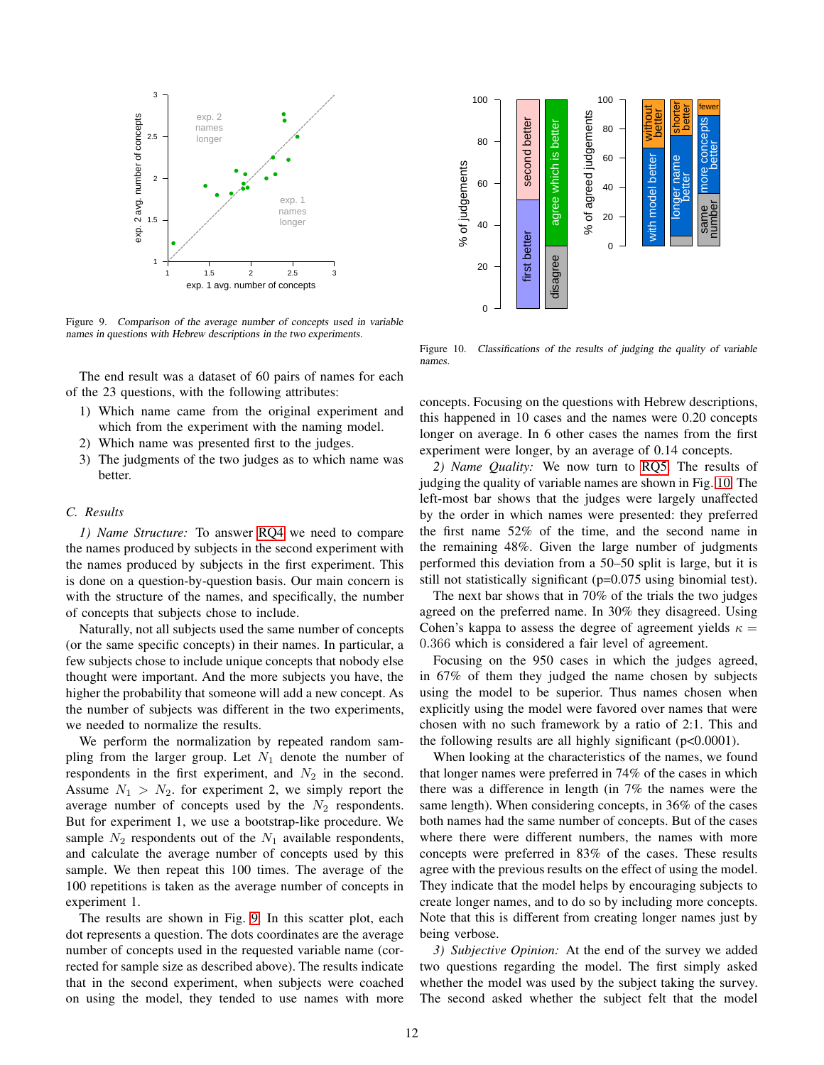Figure 9. *Comparison of the average number of concepts used in variable names in questions with Hebrew descriptions in the two experiments.*

Figure 10. *Classifications of the results of judging the quality of variable names.*

The end result was a dataset of 60 pairs of names for each of the 23 questions, with the following attributes:

1) Which name came from the original experiment and which from the experiment with the naming model.
2) Which name was presented first to the judges.
3) The judgments of the two judges as to which name was better.

### C. Results

*1) Name Structure:* To answer RQ4 we need to compare the names produced by subjects in the second experiment with the names produced by subjects in the first experiment. This is done on a question-by-question basis. Our main concern is with the structure of the names, and specifically, the number of concepts that subjects chose to include.

Naturally, not all subjects used the same number of concepts (or the same specific concepts) in their names. In particular, a few subjects chose to include unique concepts that nobody else thought were important. And the more subjects you have, the higher the probability that someone will add a new concept. As the number of subjects was different in the two experiments, we needed to normalize the results.

We perform the normalization by repeated random sampling from the larger group. Let $N_1$ denote the number of respondents in the first experiment, and $N_2$ in the second. Assume $N_1 > N_2$. for experiment 2, we simply report the average number of concepts used by the $N_2$ respondents. But for experiment 1, we use a bootstrap-like procedure. We sample $N_2$ respondents out of the $N_1$ available respondents, and calculate the average number of concepts used by this sample. We then repeat this 100 times. The average of the 100 repetitions is taken as the average number of concepts in experiment 1.

The results are shown in Fig. 9. In this scatter plot, each dot represents a question. The dots coordinates are the average number of concepts used in the requested variable name (corrected for sample size as described above). The results indicate that in the second experiment, when subjects were coached on using the model, they tended to use names with more concepts. Focusing on the questions with Hebrew descriptions, this happened in 10 cases and the names were 0.20 concepts longer on average. In 6 other cases the names from the first experiment were longer, by an average of 0.14 concepts.

*2) Name Quality:* We now turn to RQ5. The results of judging the quality of variable names are shown in Fig. 10. The left-most bar shows that the judges were largely unaffected by the order in which names were presented: they preferred the first name 52% of the time, and the second name in the remaining 48%. Given the large number of judgments performed this deviation from a 50–50 split is large, but it is still not statistically significant (p=0.075 using binomial test).

The next bar shows that in 70% of the trials the two judges agreed on the preferred name. In 30% they disagreed. Using Cohen's kappa to assess the degree of agreement yields $\kappa = 0.366$ which is considered a fair level of agreement.

Focusing on the 950 cases in which the judges agreed, in 67% of them they judged the name chosen by subjects using the model to be superior. Thus names chosen when explicitly using the model were favored over names that were chosen with no such framework by a ratio of 2:1. This and the following results are all highly significant (p<0.0001).

When looking at the characteristics of the names, we found that longer names were preferred in 74% of the cases in which there was a difference in length (in 7% the names were the same length). When considering concepts, in 36% of the cases both names had the same number of concepts. But of the cases where there were different numbers, the names with more concepts were preferred in 83% of the cases. These results agree with the previous results on the effect of using the model. They indicate that the model helps by encouraging subjects to create longer names, and to do so by including more concepts. Note that this is different from creating longer names just by being verbose.

*3) Subjective Opinion:* At the end of the survey we added two questions regarding the model. The first simply asked whether the model was used by the subject taking the survey. The second asked whether the subject felt that the model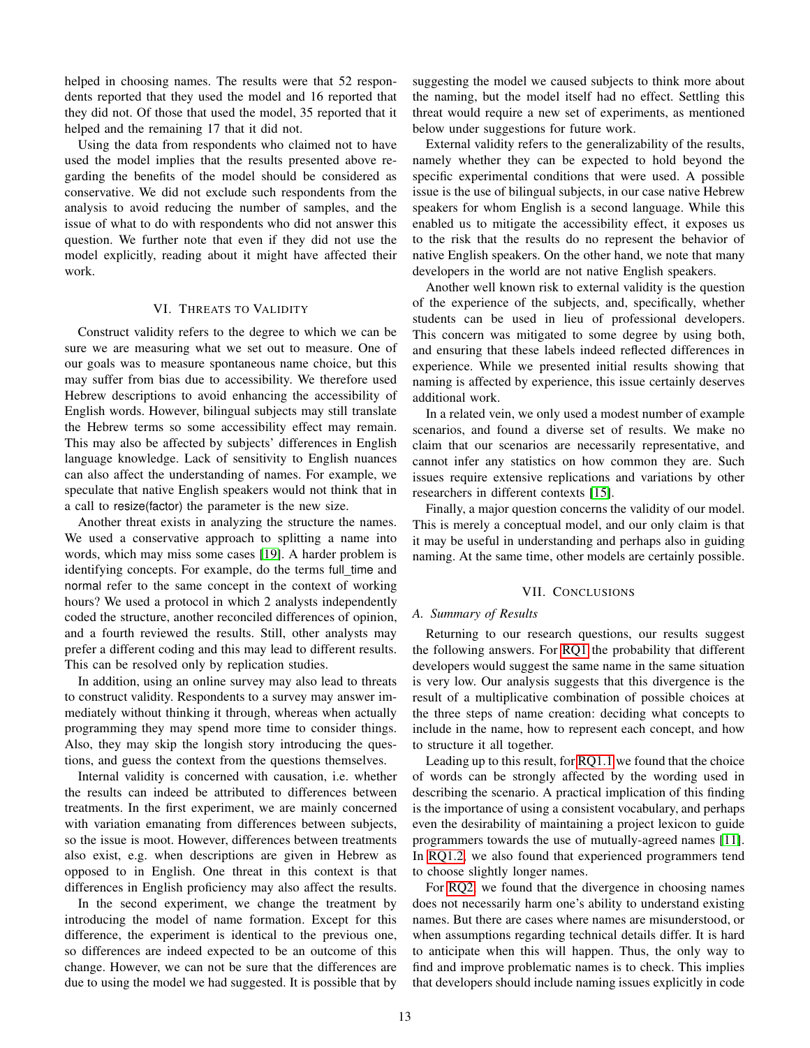helped in choosing names. The results were that 52 respondents reported that they used the model and 16 reported that they did not. Of those that used the model, 35 reported that it helped and the remaining 17 that it did not.

Using the data from respondents who claimed not to have used the model implies that the results presented above regarding the benefits of the model should be considered as conservative. We did not exclude such respondents from the analysis to avoid reducing the number of samples, and the issue of what to do with respondents who did not answer this question. We further note that even if they did not use the model explicitly, reading about it might have affected their work.

## VI. Threats to Validity

Construct validity refers to the degree to which we can be sure we are measuring what we set out to measure. One of our goals was to measure spontaneous name choice, but this may suffer from bias due to accessibility. We therefore used Hebrew descriptions to avoid enhancing the accessibility of English words. However, bilingual subjects may still translate the Hebrew terms so some accessibility effect may remain. This may also be affected by subjects' differences in English language knowledge. Lack of sensitivity to English nuances can also affect the understanding of names. For example, we speculate that native English speakers would not think that in a call to resize(factor) the parameter is the new size.

Another threat exists in analyzing the structure the names. We used a conservative approach to splitting a name into words, which may miss some cases [19]. A harder problem is identifying concepts. For example, do the terms full_time and normal refer to the same concept in the context of working hours? We used a protocol in which 2 analysts independently coded the structure, another reconciled differences of opinion, and a fourth reviewed the results. Still, other analysts may prefer a different coding and this may lead to different results. This can be resolved only by replication studies.

In addition, using an online survey may also lead to threats to construct validity. Respondents to a survey may answer immediately without thinking it through, whereas when actually programming they may spend more time to consider things. Also, they may skip the longish story introducing the questions, and guess the context from the questions themselves.

Internal validity is concerned with causation, i.e. whether the results can indeed be attributed to differences between treatments. In the first experiment, we are mainly concerned with variation emanating from differences between subjects, so the issue is moot. However, differences between treatments also exist, e.g. when descriptions are given in Hebrew as opposed to in English. One threat in this context is that differences in English proficiency may also affect the results.

In the second experiment, we change the treatment by introducing the model of name formation. Except for this difference, the experiment is identical to the previous one, so differences are indeed expected to be an outcome of this change. However, we can not be sure that the differences are due to using the model we had suggested. It is possible that by suggesting the model we caused subjects to think more about the naming, but the model itself had no effect. Settling this threat would require a new set of experiments, as mentioned below under suggestions for future work.

External validity refers to the generalizability of the results, namely whether they can be expected to hold beyond the specific experimental conditions that were used. A possible issue is the use of bilingual subjects, in our case native Hebrew speakers for whom English is a second language. While this enabled us to mitigate the accessibility effect, it exposes us to the risk that the results do no represent the behavior of native English speakers. On the other hand, we note that many developers in the world are not native English speakers.

Another well known risk to external validity is the question of the experience of the subjects, and, specifically, whether students can be used in lieu of professional developers. This concern was mitigated to some degree by using both, and ensuring that these labels indeed reflected differences in experience. While we presented initial results showing that naming is affected by experience, this issue certainly deserves additional work.

In a related vein, we only used a modest number of example scenarios, and found a diverse set of results. We make no claim that our scenarios are necessarily representative, and cannot infer any statistics on how common they are. Such issues require extensive replications and variations by other researchers in different contexts [15].

Finally, a major question concerns the validity of our model. This is merely a conceptual model, and our only claim is that it may be useful in understanding and perhaps also in guiding naming. At the same time, other models are certainly possible.

## VII. Conclusions

### A. Summary of Results

Returning to our research questions, our results suggest the following answers. For RQ1 the probability that different developers would suggest the same name in the same situation is very low. Our analysis suggests that this divergence is the result of a multiplicative combination of possible choices at the three steps of name creation: deciding what concepts to include in the name, how to represent each concept, and how to structure it all together.

Leading up to this result, for RQ1.1 we found that the choice of words can be strongly affected by the wording used in describing the scenario. A practical implication of this finding is the importance of using a consistent vocabulary, and perhaps even the desirability of maintaining a project lexicon to guide programmers towards the use of mutually-agreed names [11]. In RQ1.2, we also found that experienced programmers tend to choose slightly longer names.

For RQ2, we found that the divergence in choosing names does not necessarily harm one's ability to understand existing names. But there are cases where names are misunderstood, or when assumptions regarding technical details differ. It is hard to anticipate when this will happen. Thus, the only way to find and improve problematic names is to check. This implies that developers should include naming issues explicitly in code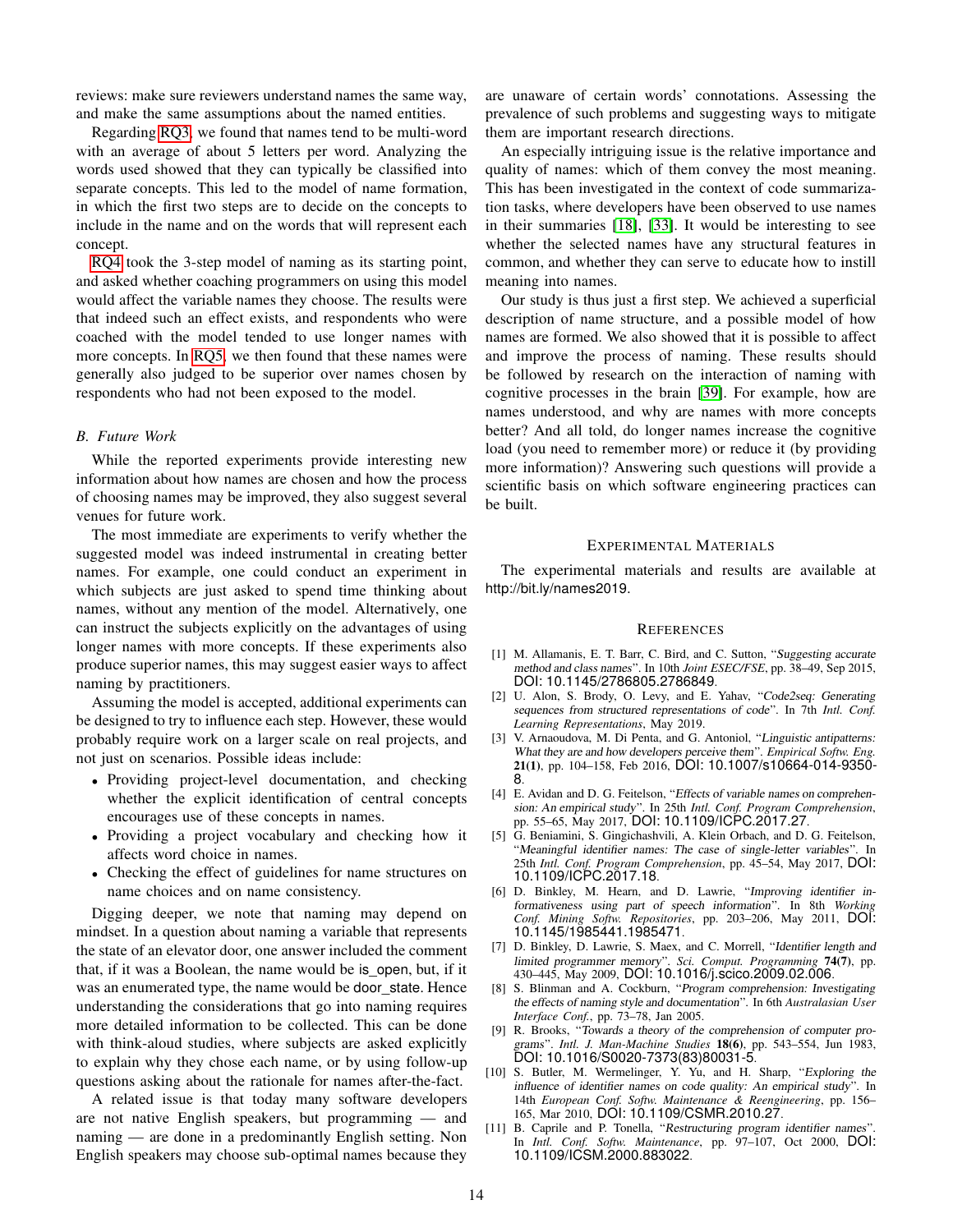reviews: make sure reviewers understand names the same way, and make the same assumptions about the named entities.

Regarding RQ3, we found that names tend to be multi-word with an average of about 5 letters per word. Analyzing the words used showed that they can typically be classified into separate concepts. This led to the model of name formation, in which the first two steps are to decide on the concepts to include in the name and on the words that will represent each concept.

RQ4 took the 3-step model of naming as its starting point, and asked whether coaching programmers on using this model would affect the variable names they choose. The results were that indeed such an effect exists, and respondents who were coached with the model tended to use longer names with more concepts. In RQ5, we then found that these names were generally also judged to be superior over names chosen by respondents who had not been exposed to the model.

### B. Future Work

While the reported experiments provide interesting new information about how names are chosen and how the process of choosing names may be improved, they also suggest several venues for future work.

The most immediate are experiments to verify whether the suggested model was indeed instrumental in creating better names. For example, one could conduct an experiment in which subjects are just asked to spend time thinking about names, without any mention of the model. Alternatively, one can instruct the subjects explicitly on the advantages of using longer names with more concepts. If these experiments also produce superior names, this may suggest easier ways to affect naming by practitioners.

Assuming the model is accepted, additional experiments can be designed to try to influence each step. However, these would probably require work on a larger scale on real projects, and not just on scenarios. Possible ideas include:

- Providing project-level documentation, and checking whether the explicit identification of central concepts encourages use of these concepts in names.
- Providing a project vocabulary and checking how it affects word choice in names.
- Checking the effect of guidelines for name structures on name choices and on name consistency.

Digging deeper, we note that naming may depend on mindset. In a question about naming a variable that represents the state of an elevator door, one answer included the comment that, if it was a Boolean, the name would be is_open, but, if it was an enumerated type, the name would be door_state. Hence understanding the considerations that go into naming requires more detailed information to be collected. This can be done with think-aloud studies, where subjects are asked explicitly to explain why they chose each name, or by using follow-up questions asking about the rationale for names after-the-fact.

A related issue is that today many software developers are not native English speakers, but programming — and naming — are done in a predominantly English setting. Non English speakers may choose sub-optimal names because they are unaware of certain words' connotations. Assessing the prevalence of such problems and suggesting ways to mitigate them are important research directions.

An especially intriguing issue is the relative importance and quality of names: which of them convey the most meaning. This has been investigated in the context of code summarization tasks, where developers have been observed to use names in their summaries [18], [33]. It would be interesting to see whether the selected names have any structural features in common, and whether they can serve to educate how to instill meaning into names.

Our study is thus just a first step. We achieved a superficial description of name structure, and a possible model of how names are formed. We also showed that it is possible to affect and improve the process of naming. These results should be followed by research on the interaction of naming with cognitive processes in the brain [39]. For example, how are names understood, and why are names with more concepts better? And all told, do longer names increase the cognitive load (you need to remember more) or reduce it (by providing more information)? Answering such questions will provide a scientific basis on which software engineering practices can be built.

## Experimental Materials

The experimental materials and results are available at http://bit.ly/names2019.

## References

[1] M. Allamanis, E. T. Barr, C. Bird, and C. Sutton, "*Suggesting accurate method and class names*". In 10th *Joint ESEC/FSE*, pp. 38–49, Sep 2015, DOI: 10.1145/2786805.2786849.

[2] U. Alon, S. Brody, O. Levy, and E. Yahav, "*Code2seq: Generating sequences from structured representations of code*". In 7th *Intl. Conf. Learning Representations*, May 2019.

[3] V. Arnaoudova, M. Di Penta, and G. Antoniol, "*Linguistic antipatterns: What they are and how developers perceive them*". *Empirical Softw. Eng.* **21(1)**, pp. 104–158, Feb 2016, DOI: 10.1007/s10664-014-9350-8.

[4] E. Avidan and D. G. Feitelson, "*Effects of variable names on comprehension: An empirical study*". In 25th *Intl. Conf. Program Comprehension*, pp. 55–65, May 2017, DOI: 10.1109/ICPC.2017.27.

[5] G. Beniamini, S. Gingichashvili, A. Klein Orbach, and D. G. Feitelson, "*Meaningful identifier names: The case of single-letter variables*". In 25th *Intl. Conf. Program Comprehension*, pp. 45–54, May 2017, DOI: 10.1109/ICPC.2017.18.

[6] D. Binkley, M. Hearn, and D. Lawrie, "*Improving identifier informativeness using part of speech information*". In 8th *Working Conf. Mining Softw. Repositories*, pp. 203–206, May 2011, DOI: 10.1145/1985441.1985471.

[7] D. Binkley, D. Lawrie, S. Maex, and C. Morrell, "*Identifier length and limited programmer memory*". *Sci. Comput. Programming* **74(7)**, pp. 430–445, May 2009, DOI: 10.1016/j.scico.2009.02.006.

[8] S. Blinman and A. Cockburn, "*Program comprehension: Investigating the effects of naming style and documentation*". In 6th *Australasian User Interface Conf.*, pp. 73–78, Jan 2005.

[9] R. Brooks, "*Towards a theory of the comprehension of computer programs*". *Intl. J. Man-Machine Studies* **18(6)**, pp. 543–554, Jun 1983, DOI: 10.1016/S0020-7373(83)80031-5.

[10] S. Butler, M. Wermelinger, Y. Yu, and H. Sharp, "*Exploring the influence of identifier names on code quality: An empirical study*". In 14th *European Conf. Softw. Maintenance & Reengineering*, pp. 156–165, Mar 2010, DOI: 10.1109/CSMR.2010.27.

[11] B. Caprile and P. Tonella, "*Restructuring program identifier names*". In *Intl. Conf. Softw. Maintenance*, pp. 97–107, Oct 2000, DOI: 10.1109/ICSM.2000.883022.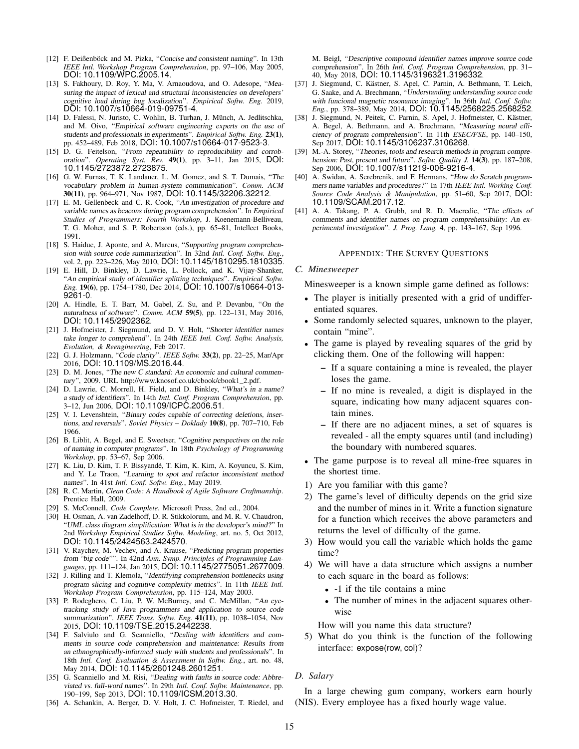[12] F. Deißenböck and M. Pizka, "*Concise and consistent naming*". In 13th *IEEE Intl. Workshop Program Comprehension*, pp. 97–106, May 2005, DOI: 10.1109/WPC.2005.14.

[13] S. Fakhoury, D. Roy, Y. Ma, V. Arnaoudova, and O. Adesope, "*Measuring the impact of lexical and structural inconsistencies on developers' cognitive load during bug localization*". *Empirical Softw. Eng.* 2019, DOI: 10.1007/s10664-019-09751-4.

[14] D. Falessi, N. Juristo, C. Wohlin, B. Turhan, J. Münch, A. Jedlitschka, and M. Oivo, "*Empirical software engineering experts on the use of students and professionals in experiments*". *Empirical Softw. Eng.* **23(1)**, pp. 452–489, Feb 2018, DOI: 10.1007/s10664-017-9523-3.

[15] D. G. Feitelson, "*From repeatability to reproducibility and corroboration*". *Operating Syst. Rev.* **49(1)**, pp. 3–11, Jan 2015, DOI: 10.1145/2723872.2723875.

[16] G. W. Furnas, T. K. Landauer, L. M. Gomez, and S. T. Dumais, "*The vocabulary problem in human-system communication*". *Comm. ACM* **30(11)**, pp. 964–971, Nov 1987, DOI: 10.1145/32206.32212.

[17] E. M. Gellenbeck and C. R. Cook, "*An investigation of procedure and variable names as beacons during program comprehension*". In *Empirical Studies of Programmers: Fourth Workshop*, J. Koenemann-Belliveau, T. G. Moher, and S. P. Robertson (eds.), pp. 65–81, Intellect Books, 1991.

[18] S. Haiduc, J. Aponte, and A. Marcus, "*Supporting program comprehension with source code summarization*". In 32nd *Intl. Conf. Softw. Eng.*, vol. 2, pp. 223–226, May 2010, DOI: 10.1145/1810295.1810335.

[19] E. Hill, D. Binkley, D. Lawrie, L. Pollock, and K. Vijay-Shanker, "*An empirical study of identifier splitting techniques*". *Empirical Softw. Eng.* **19(6)**, pp. 1754–1780, Dec 2014, DOI: 10.1007/s10664-013-9261-0.

[20] A. Hindle, E. T. Barr, M. Gabel, Z. Su, and P. Devanbu, "*On the naturalness of software*". *Comm. ACM* **59(5)**, pp. 122–131, May 2016, DOI: 10.1145/2902362.

[21] J. Hofmeister, J. Siegmund, and D. V. Holt, "*Shorter identifier names take longer to comprehend*". In 24th *IEEE Intl. Conf. Softw. Analysis, Evolution, & Reengineering*, Feb 2017.

[22] G. J. Holzmann, "*Code clarity*". *IEEE Softw.* **33(2)**, pp. 22–25, Mar/Apr 2016, DOI: 10.1109/MS.2016.44.

[23] D. M. Jones, "*The new C standard: An economic and cultural commentary*", 2009. URL http://www.knosof.co.uk/cbook/cbook1_2.pdf.

[24] D. Lawrie, C. Morrell, H. Field, and D. Binkley, "*What's in a name? a study of identifiers*". In 14th *Intl. Conf. Program Comprehension*, pp. 3–12, Jun 2006, DOI: 10.1109/ICPC.2006.51.

[25] V. I. Levenshtein, "*Binary codes capable of correcting deletions, insertions, and reversals*". *Soviet Physics – Doklady* **10(8)**, pp. 707–710, Feb 1966.

[26] B. Liblit, A. Begel, and E. Sweetser, "*Cognitive perspectives on the role of naming in computer programs*". In 18th *Psychology of Programming Workshop*, pp. 53–67, Sep 2006.

[27] K. Liu, D. Kim, T. F. Bissyandé, T. Kim, K. Kim, A. Koyuncu, S. Kim, and Y. Le Traon, "*Learning to spot and refactor inconsistent method names*". In 41st *Intl. Conf. Softw. Eng.*, May 2019.

[28] R. C. Martin, *Clean Code: A Handbook of Agile Software Craftmanship*. Prentice Hall, 2009.

[29] S. McConnell, *Code Complete*. Microsoft Press, 2nd ed., 2004.

[30] H. Osman, A. van Zadelhoff, D. R. Stikkolorum, and M. R. V. Chaudron, "*UML class diagram simplification: What is in the developer's mind?*" In 2nd *Workshop Empirical Studies Software Modeling*, art. no. 5, Oct 2012, DOI: 10.1145/2424563.2424570.

[31] V. Raychev, M. Vechev, and A. Krause, "*Predicting program properties from "big code"*". In 42nd *Ann. Symp. Principles of Programming Languages*, pp. 111–124, Jan 2015, DOI: 10.1145/2775051.2677009.

[32] J. Rilling and T. Klemola, "*Identifying comprehension bottlenecks using program slicing and cognitive complexity metrics*". In 11th *IEEE Intl. Workshop Program Comprehension*, pp. 115–124, May 2003.

[33] P. Rodeghero, C. Liu, P. W. McBurney, and C. McMillan, "*An eye-tracking study of Java programmers and application to source code summarization*". *IEEE Trans. Softw. Eng.* **41(11)**, pp. 1038–1054, Nov 2015, DOI: 10.1109/TSE.2015.2442238.

[34] F. Salviulo and G. Scanniello, "*Dealing with identifiers and comments in source code comprehension and maintenance: Results from an ethnographically-informed study with students and professionals*". In 18th *Intl. Conf. Evaluation & Assessment in Softw. Eng.*, art. no. 48, May 2014, DOI: 10.1145/2601248.2601251.

[35] G. Scanniello and M. Risi, "*Dealing with faults in source code: Abbreviated vs. full-word names*". In 29th *Intl. Conf. Softw. Maintenance*, pp. 190–199, Sep 2013, DOI: 10.1109/ICSM.2013.30.

[36] A. Schankin, A. Berger, D. V. Holt, J. C. Hofmeister, T. Riedel, and M. Beigl, "*Descriptive compound identifier names improve source code comprehension*". In 26th *Intl. Conf. Program Comprehension*, pp. 31–40, May 2018, DOI: 10.1145/3196321.3196332.

[37] J. Siegmund, C. Kästner, S. Apel, C. Parnin, A. Bethmann, T. Leich, G. Saake, and A. Brechmann, "*Understanding understanding source code with funcional magnetic resonance imaging*". In 36th *Intl. Conf. Softw. Eng.*, pp. 378–389, May 2014, DOI: 10.1145/2568225.2568252.

[38] J. Siegmund, N. Peitek, C. Parnin, S. Apel, J. Hofmeister, C. Kästner, A. Begel, A. Bethmann, and A. Brechmann, "*Measuring neural efficiency of program comprehension*". In 11th *ESEC/FSE*, pp. 140–150, Sep 2017, DOI: 10.1145/3106237.3106268.

[39] M.-A. Storey, "*Theories, tools and research methods in program comprehension: Past, present and future*". *Softw. Quality J.* **14(3)**, pp. 187–208, Sep 2006, DOI: 10.1007/s11219-006-9216-4.

[40] A. Swidan, A. Serebrenik, and F. Hermans, "*How do Scratch programmers name variables and procedures?*" In 17th *IEEE Intl. Working Conf. Source Code Analysis & Manipulation*, pp. 51–60, Sep 2017, DOI: 10.1109/SCAM.2017.12.

[41] A. A. Takang, P. A. Grubb, and R. D. Macredie, "*The effects of comments and identifier names on program comprehensibility: An experimental investigation*". *J. Prog. Lang.* **4**, pp. 143–167, Sep 1996.

## Appendix: The Survey Questions

### C. Minesweeper

Minesweeper is a known simple game defined as follows:

- The player is initially presented with a grid of undifferentiated squares.
- Some randomly selected squares, unknown to the player, contain "mine".
- The game is played by revealing squares of the grid by clicking them. One of the following will happen:
  - If a square containing a mine is revealed, the player loses the game.
  - If no mine is revealed, a digit is displayed in the square, indicating how many adjacent squares contain mines.
  - If there are no adjacent mines, a set of squares is revealed - all the empty squares until (and including) the boundary with numbered squares.
- The game purpose is to reveal all mine-free squares in the shortest time.

1) Are you familiar with this game?
2) The game's level of difficulty depends on the grid size and the number of mines in it. Write a function signature for a function which receives the above parameters and returns the level of difficulty of the game.
3) How would you call the variable which holds the game time?
4) We will have a data structure which assigns a number to each square in the board as follows:
   - -1 if the tile contains a mine
   - The number of mines in the adjacent squares otherwise

   How will you name this data structure?
5) What do you think is the function of the following interface: `expose(row, col)`?

### D. Salary

In a large chewing gum company, workers earn hourly (NIS). Every employee has a fixed hourly wage value.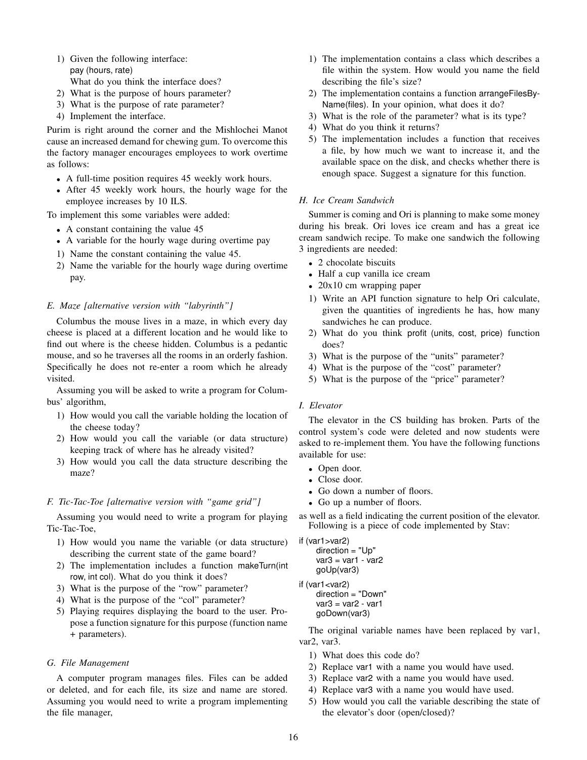1) Given the following interface:
   pay (hours, rate)
   What do you think the interface does?
2) What is the purpose of hours parameter?
3) What is the purpose of rate parameter?
4) Implement the interface.

Purim is right around the corner and the Mishlochei Manot cause an increased demand for chewing gum. To overcome this the factory manager encourages employees to work overtime as follows:

- A full-time position requires 45 weekly work hours.
- After 45 weekly work hours, the hourly wage for the employee increases by 10 ILS.

To implement this some variables were added:

- A constant containing the value 45
- A variable for the hourly wage during overtime pay

1) Name the constant containing the value 45.
2) Name the variable for the hourly wage during overtime pay.

### E. Maze [alternative version with “labyrinth”]

Columbus the mouse lives in a maze, in which every day cheese is placed at a different location and he would like to find out where is the cheese hidden. Columbus is a pedantic mouse, and so he traverses all the rooms in an orderly fashion. Specifically he does not re-enter a room which he already visited.

Assuming you will be asked to write a program for Columbus' algorithm,

1) How would you call the variable holding the location of the cheese today?
2) How would you call the variable (or data structure) keeping track of where has he already visited?
3) How would you call the data structure describing the maze?

### F. Tic-Tac-Toe [alternative version with “game grid”]

Assuming you would need to write a program for playing Tic-Tac-Toe,

1) How would you name the variable (or data structure) describing the current state of the game board?
2) The implementation includes a function makeTurn(int row, int col). What do you think it does?
3) What is the purpose of the “row” parameter?
4) What is the purpose of the “col” parameter?
5) Playing requires displaying the board to the user. Propose a function signature for this purpose (function name + parameters).

### G. File Management

A computer program manages files. Files can be added or deleted, and for each file, its size and name are stored. Assuming you would need to write a program implementing the file manager,

1) The implementation contains a class which describes a file within the system. How would you name the field describing the file's size?
2) The implementation contains a function arrangeFilesByName(files). In your opinion, what does it do?
3) What is the role of the parameter? what is its type?
4) What do you think it returns?
5) The implementation includes a function that receives a file, by how much we want to increase it, and the available space on the disk, and checks whether there is enough space. Suggest a signature for this function.

### H. Ice Cream Sandwich

Summer is coming and Ori is planning to make some money during his break. Ori loves ice cream and has a great ice cream sandwich recipe. To make one sandwich the following 3 ingredients are needed:

- 2 chocolate biscuits
- Half a cup vanilla ice cream
- 20x10 cm wrapping paper

1) Write an API function signature to help Ori calculate, given the quantities of ingredients he has, how many sandwiches he can produce.
2) What do you think profit (units, cost, price) function does?
3) What is the purpose of the “units” parameter?
4) What is the purpose of the “cost” parameter?
5) What is the purpose of the “price” parameter?

### I. Elevator

The elevator in the CS building has broken. Parts of the control system's code were deleted and now students were asked to re-implement them. You have the following functions available for use:

- Open door.
- Close door.
- Go down a number of floors.
- Go up a number of floors.

as well as a field indicating the current position of the elevator. Following is a piece of code implemented by Stav:

```
if (var1>var2)
    direction = "Up"
    var3 = var1 - var2
    goUp(var3)
if (var1<var2)
    direction = "Down"
    var3 = var2 - var1
    goDown(var3)
```

The original variable names have been replaced by var1, var2, var3.

1) What does this code do?
2) Replace var1 with a name you would have used.
3) Replace var2 with a name you would have used.
4) Replace var3 with a name you would have used.
5) How would you call the variable describing the state of the elevator's door (open/closed)?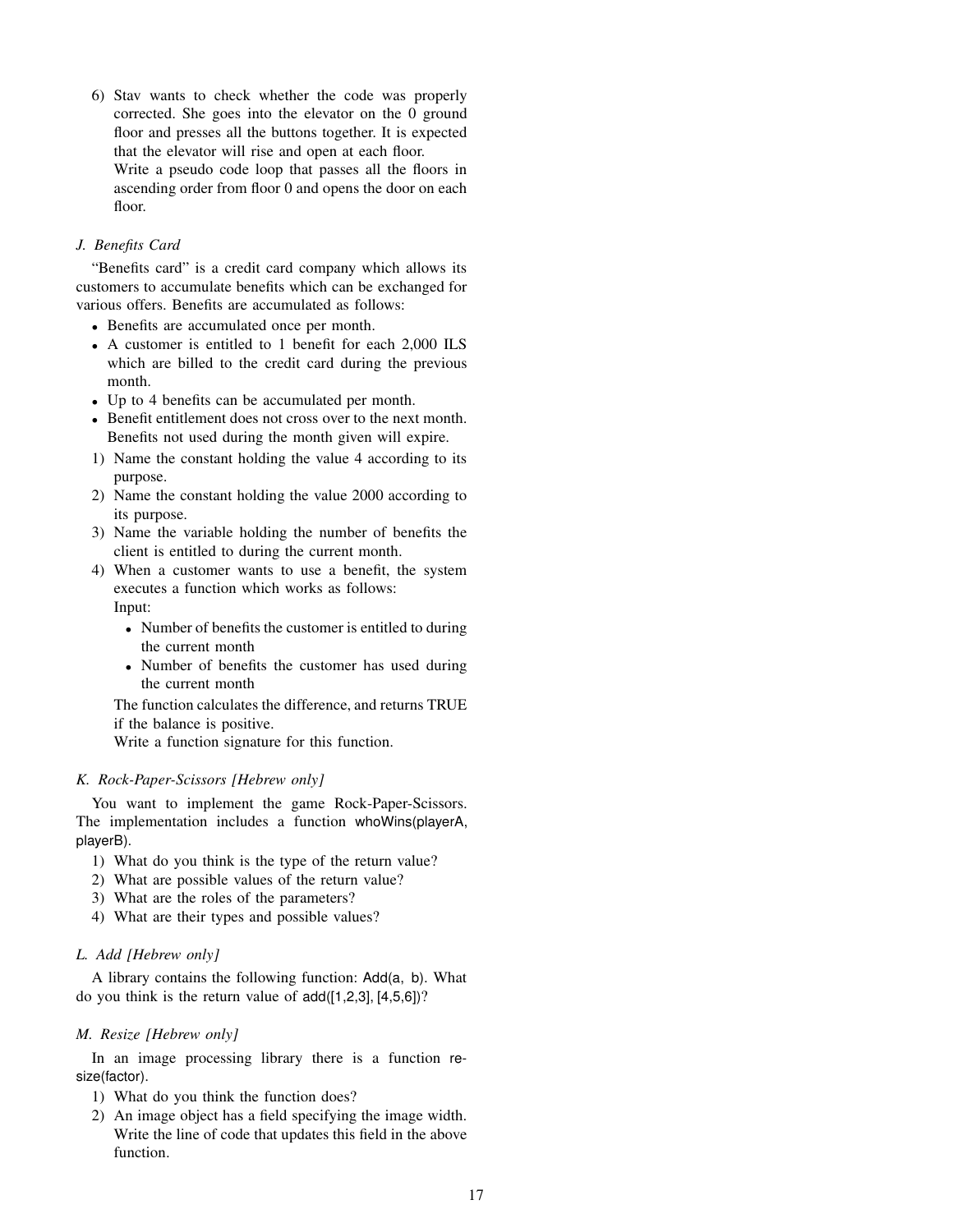6) Stav wants to check whether the code was properly corrected. She goes into the elevator on the 0 ground floor and presses all the buttons together. It is expected that the elevator will rise and open at each floor.
   Write a pseudo code loop that passes all the floors in ascending order from floor 0 and opens the door on each floor.

### *J. Benefits Card*

"Benefits card" is a credit card company which allows its customers to accumulate benefits which can be exchanged for various offers. Benefits are accumulated as follows:

- Benefits are accumulated once per month.
- A customer is entitled to 1 benefit for each 2,000 ILS which are billed to the credit card during the previous month.
- Up to 4 benefits can be accumulated per month.
- Benefit entitlement does not cross over to the next month. Benefits not used during the month given will expire.

1) Name the constant holding the value 4 according to its purpose.
2) Name the constant holding the value 2000 according to its purpose.
3) Name the variable holding the number of benefits the client is entitled to during the current month.
4) When a customer wants to use a benefit, the system executes a function which works as follows:
   Input:
   - Number of benefits the customer is entitled to during the current month
   - Number of benefits the customer has used during the current month

   The function calculates the difference, and returns TRUE if the balance is positive.
   Write a function signature for this function.

### *K. Rock-Paper-Scissors [Hebrew only]*

You want to implement the game Rock-Paper-Scissors. The implementation includes a function `whoWins(playerA, playerB)`.

1) What do you think is the type of the return value?
2) What are possible values of the return value?
3) What are the roles of the parameters?
4) What are their types and possible values?

### *L. Add [Hebrew only]*

A library contains the following function: `Add(a, b)`. What do you think is the return value of `add([1,2,3], [4,5,6])`?

### *M. Resize [Hebrew only]*

In an image processing library there is a function `resize(factor)`.

1) What do you think the function does?
2) An image object has a field specifying the image width. Write the line of code that updates this field in the above function.